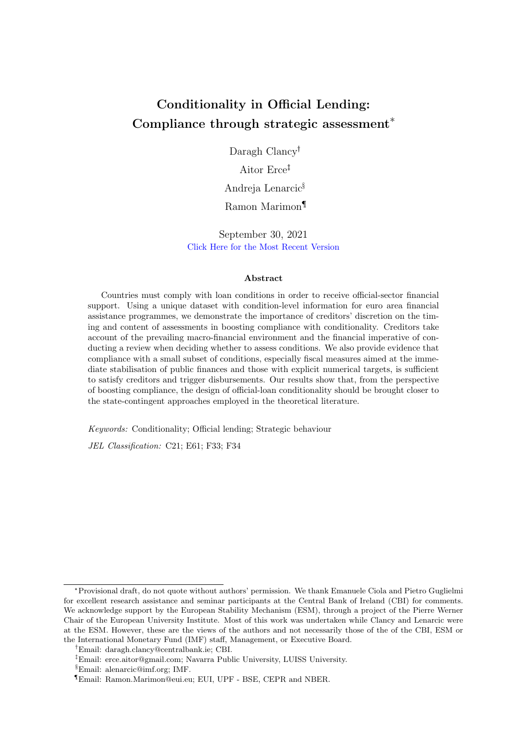# Conditionality in Official Lending: Compliance through strategic assessment*

Daragh Clancy[†]

Aitor Erce[‡]

Andreja Lenarcic[§]

Ramon Marimon[¶]

September 30, 2021

Click Here for the Most Recent Version

## Abstract

Countries must comply with loan conditions in order to receive official-sector financial support. Using a unique dataset with condition-level information for euro area financial assistance programmes, we demonstrate the importance of creditors' discretion on the timing and content of assessments in boosting compliance with conditionality. Creditors take account of the prevailing macro-financial environment and the financial imperative of conducting a review when deciding whether to assess conditions. We also provide evidence that compliance with a small subset of conditions, especially fiscal measures aimed at the immediate stabilisation of public finances and those with explicit numerical targets, is sufficient to satisfy creditors and trigger disbursements. Our results show that, from the perspective of boosting compliance, the design of official-loan conditionality should be brought closer to the state-contingent approaches employed in the theoretical literature.

*Keywords:* Conditionality; Official lending; Strategic behaviour

*JEL Classification:* C21; E61; F33; F34

---

*Provisional draft, do not quote without authors' permission. We thank Emanuele Ciola and Pietro Guglielmi for excellent research assistance and seminar participants at the Central Bank of Ireland (CBI) for comments. We acknowledge support by the European Stability Mechanism (ESM), through a project of the Pierre Werner Chair of the European University Institute. Most of this work was undertaken while Clancy and Lenarcic were at the ESM. However, these are the views of the authors and not necessarily those of the of the CBI, ESM or the International Monetary Fund (IMF) staff, Management, or Executive Board.

[†]Email: daragh.clancy@centralbank.ie; CBI.

[‡]Email: erce.aitor@gmail.com; Navarra Public University, LUISS University.

[§]Email: alenarcic@imf.org; IMF.

[¶]Email: Ramon.Marimon@eui.eu; EUI, UPF - BSE, CEPR and NBER.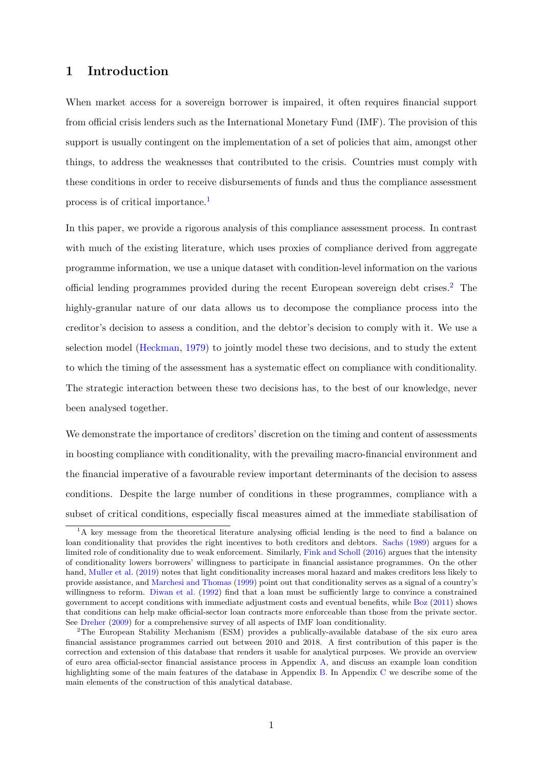# 1 Introduction

When market access for a sovereign borrower is impaired, it often requires financial support from official crisis lenders such as the International Monetary Fund (IMF). The provision of this support is usually contingent on the implementation of a set of policies that aim, amongst other things, to address the weaknesses that contributed to the crisis. Countries must comply with these conditions in order to receive disbursements of funds and thus the compliance assessment process is of critical importance.[1]

In this paper, we provide a rigorous analysis of this compliance assessment process. In contrast with much of the existing literature, which uses proxies of compliance derived from aggregate programme information, we use a unique dataset with condition-level information on the various official lending programmes provided during the recent European sovereign debt crises.[2] The highly-granular nature of our data allows us to decompose the compliance process into the creditor's decision to assess a condition, and the debtor's decision to comply with it. We use a selection model (Heckman, 1979) to jointly model these two decisions, and to study the extent to which the timing of the assessment has a systematic effect on compliance with conditionality. The strategic interaction between these two decisions has, to the best of our knowledge, never been analysed together.

We demonstrate the importance of creditors' discretion on the timing and content of assessments in boosting compliance with conditionality, with the prevailing macro-financial environment and the financial imperative of a favourable review important determinants of the decision to assess conditions. Despite the large number of conditions in these programmes, compliance with a subset of critical conditions, especially fiscal measures aimed at the immediate stabilisation of

[1] A key message from the theoretical literature analysing official lending is the need to find a balance on loan conditionality that provides the right incentives to both creditors and debtors. Sachs (1989) argues for a limited role of conditionality due to weak enforcement. Similarly, Fink and Scholl (2016) argues that the intensity of conditionality lowers borrowers' willingness to participate in financial assistance programmes. On the other hand, Muller et al. (2019) notes that light conditionality increases moral hazard and makes creditors less likely to provide assistance, and Marchesi and Thomas (1999) point out that conditionality serves as a signal of a country's willingness to reform. Diwan et al. (1992) find that a loan must be sufficiently large to convince a constrained government to accept conditions with immediate adjustment costs and eventual benefits, while Boz (2011) shows that conditions can help make official-sector loan contracts more enforceable than those from the private sector. See Dreher (2009) for a comprehensive survey of all aspects of IMF loan conditionality.

[2] The European Stability Mechanism (ESM) provides a publically-available database of the six euro area financial assistance programmes carried out between 2010 and 2018. A first contribution of this paper is the correction and extension of this database that renders it usable for analytical purposes. We provide an overview of euro area official-sector financial assistance process in Appendix A, and discuss an example loan condition highlighting some of the main features of the database in Appendix B. In Appendix C we describe some of the main elements of the construction of this analytical database.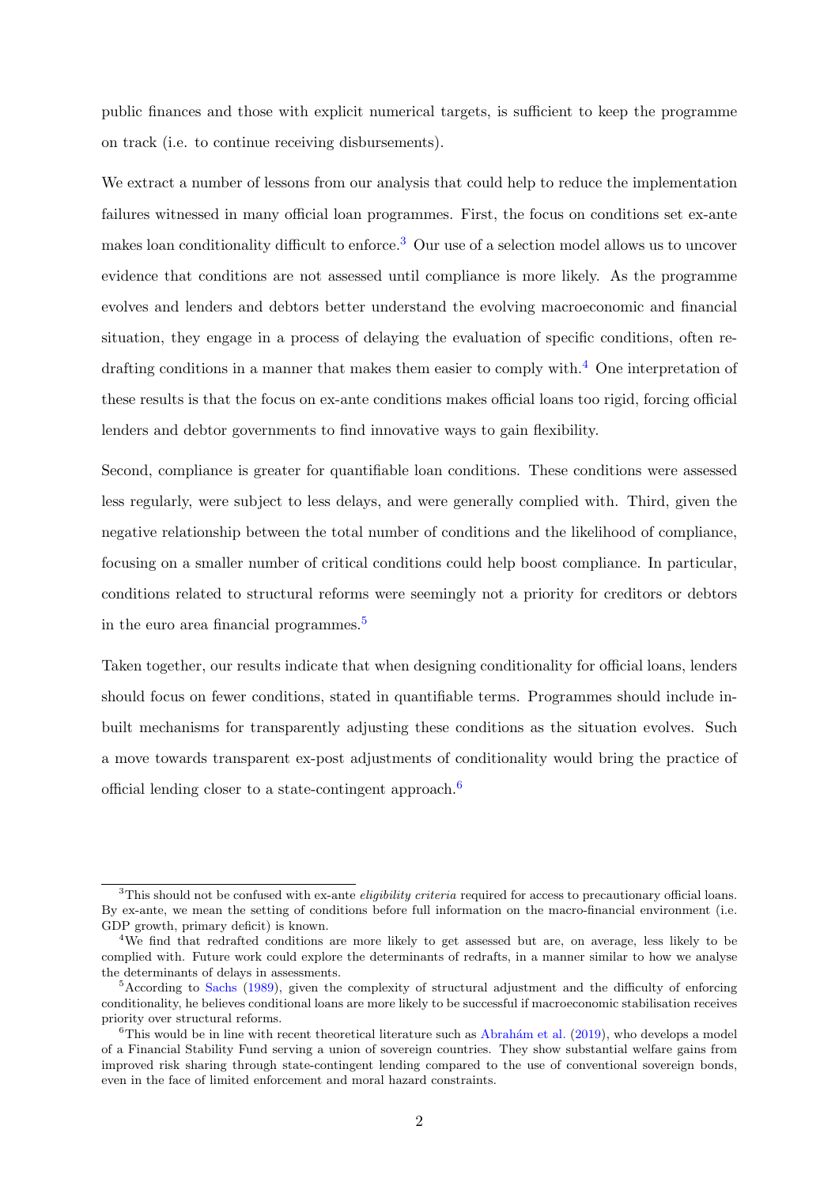public finances and those with explicit numerical targets, is sufficient to keep the programme on track (i.e. to continue receiving disbursements).

We extract a number of lessons from our analysis that could help to reduce the implementation failures witnessed in many official loan programmes. First, the focus on conditions set ex-ante makes loan conditionality difficult to enforce.[3] Our use of a selection model allows us to uncover evidence that conditions are not assessed until compliance is more likely. As the programme evolves and lenders and debtors better understand the evolving macroeconomic and financial situation, they engage in a process of delaying the evaluation of specific conditions, often redrafting conditions in a manner that makes them easier to comply with.[4] One interpretation of these results is that the focus on ex-ante conditions makes official loans too rigid, forcing official lenders and debtor governments to find innovative ways to gain flexibility.

Second, compliance is greater for quantifiable loan conditions. These conditions were assessed less regularly, were subject to less delays, and were generally complied with. Third, given the negative relationship between the total number of conditions and the likelihood of compliance, focusing on a smaller number of critical conditions could help boost compliance. In particular, conditions related to structural reforms were seemingly not a priority for creditors or debtors in the euro area financial programmes.[5]

Taken together, our results indicate that when designing conditionality for official loans, lenders should focus on fewer conditions, stated in quantifiable terms. Programmes should include inbuilt mechanisms for transparently adjusting these conditions as the situation evolves. Such a move towards transparent ex-post adjustments of conditionality would bring the practice of official lending closer to a state-contingent approach.[6]

---

[3] This should not be confused with ex-ante *eligibility criteria* required for access to precautionary official loans. By ex-ante, we mean the setting of conditions before full information on the macro-financial environment (i.e. GDP growth, primary deficit) is known.

[4] We find that redrafted conditions are more likely to get assessed but are, on average, less likely to be complied with. Future work could explore the determinants of redrafts, in a manner similar to how we analyse the determinants of delays in assessments.

[5] According to Sachs (1989), given the complexity of structural adjustment and the difficulty of enforcing conditionality, he believes conditional loans are more likely to be successful if macroeconomic stabilisation receives priority over structural reforms.

[6] This would be in line with recent theoretical literature such as Abrahám et al. (2019), who develops a model of a Financial Stability Fund serving a union of sovereign countries. They show substantial welfare gains from improved risk sharing through state-contingent lending compared to the use of conventional sovereign bonds, even in the face of limited enforcement and moral hazard constraints.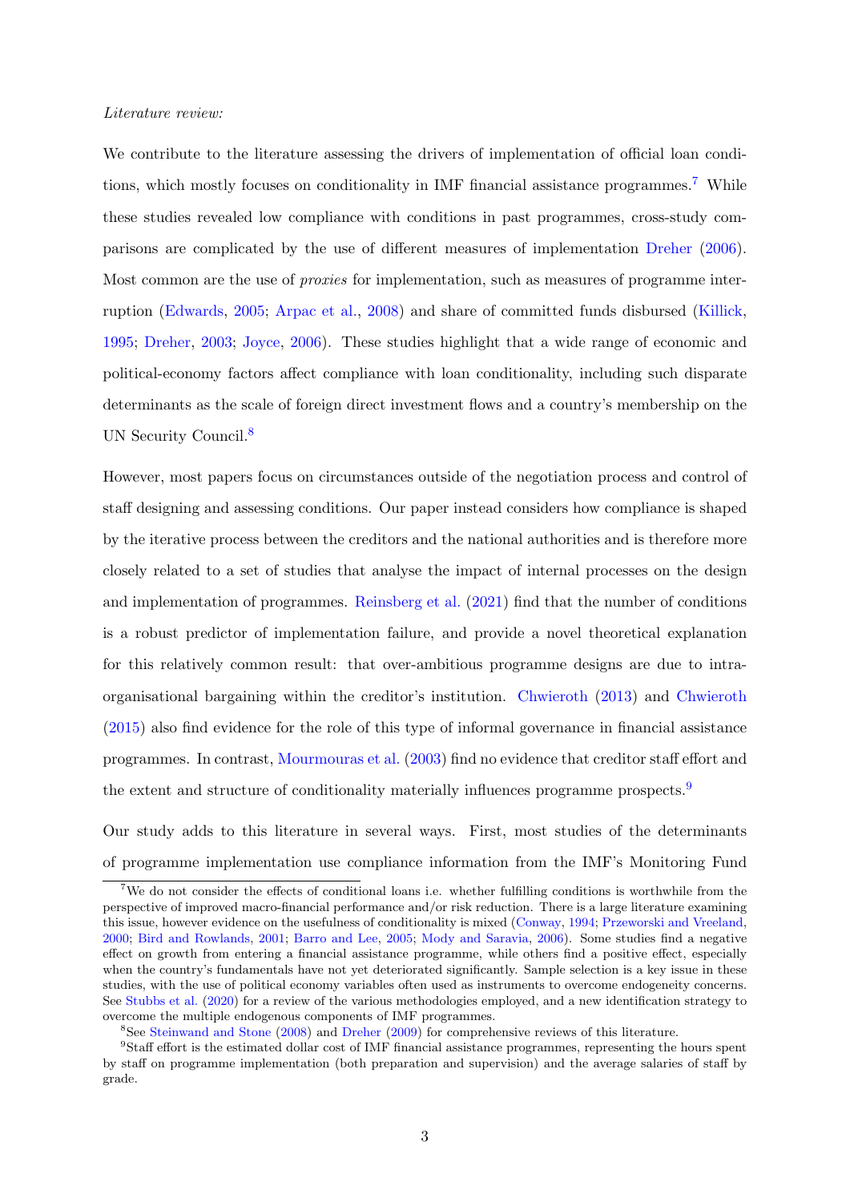*Literature review:*

We contribute to the literature assessing the drivers of implementation of official loan conditions, which mostly focuses on conditionality in IMF financial assistance programmes.[7] While these studies revealed low compliance with conditions in past programmes, cross-study comparisons are complicated by the use of different measures of implementation Dreher (2006). Most common are the use of *proxies* for implementation, such as measures of programme interruption (Edwards, 2005; Arpac et al., 2008) and share of committed funds disbursed (Killick, 1995; Dreher, 2003; Joyce, 2006). These studies highlight that a wide range of economic and political-economy factors affect compliance with loan conditionality, including such disparate determinants as the scale of foreign direct investment flows and a country's membership on the UN Security Council.[8]

However, most papers focus on circumstances outside of the negotiation process and control of staff designing and assessing conditions. Our paper instead considers how compliance is shaped by the iterative process between the creditors and the national authorities and is therefore more closely related to a set of studies that analyse the impact of internal processes on the design and implementation of programmes. Reinsberg et al. (2021) find that the number of conditions is a robust predictor of implementation failure, and provide a novel theoretical explanation for this relatively common result: that over-ambitious programme designs are due to intra-organisational bargaining within the creditor's institution. Chwieroth (2013) and Chwieroth (2015) also find evidence for the role of this type of informal governance in financial assistance programmes. In contrast, Mourmouras et al. (2003) find no evidence that creditor staff effort and the extent and structure of conditionality materially influences programme prospects.[9]

Our study adds to this literature in several ways. First, most studies of the determinants of programme implementation use compliance information from the IMF's Monitoring Fund

---

[7] We do not consider the effects of conditional loans i.e. whether fulfilling conditions is worthwhile from the perspective of improved macro-financial performance and/or risk reduction. There is a large literature examining this issue, however evidence on the usefulness of conditionality is mixed (Conway, 1994; Przeworski and Vreeland, 2000; Bird and Rowlands, 2001; Barro and Lee, 2005; Mody and Saravia, 2006). Some studies find a negative effect on growth from entering a financial assistance programme, while others find a positive effect, especially when the country's fundamentals have not yet deteriorated significantly. Sample selection is a key issue in these studies, with the use of political economy variables often used as instruments to overcome endogeneity concerns. See Stubbs et al. (2020) for a review of the various methodologies employed, and a new identification strategy to overcome the multiple endogenous components of IMF programmes.

[8] See Steinwand and Stone (2008) and Dreher (2009) for comprehensive reviews of this literature.

[9] Staff effort is the estimated dollar cost of IMF financial assistance programmes, representing the hours spent by staff on programme implementation (both preparation and supervision) and the average salaries of staff by grade.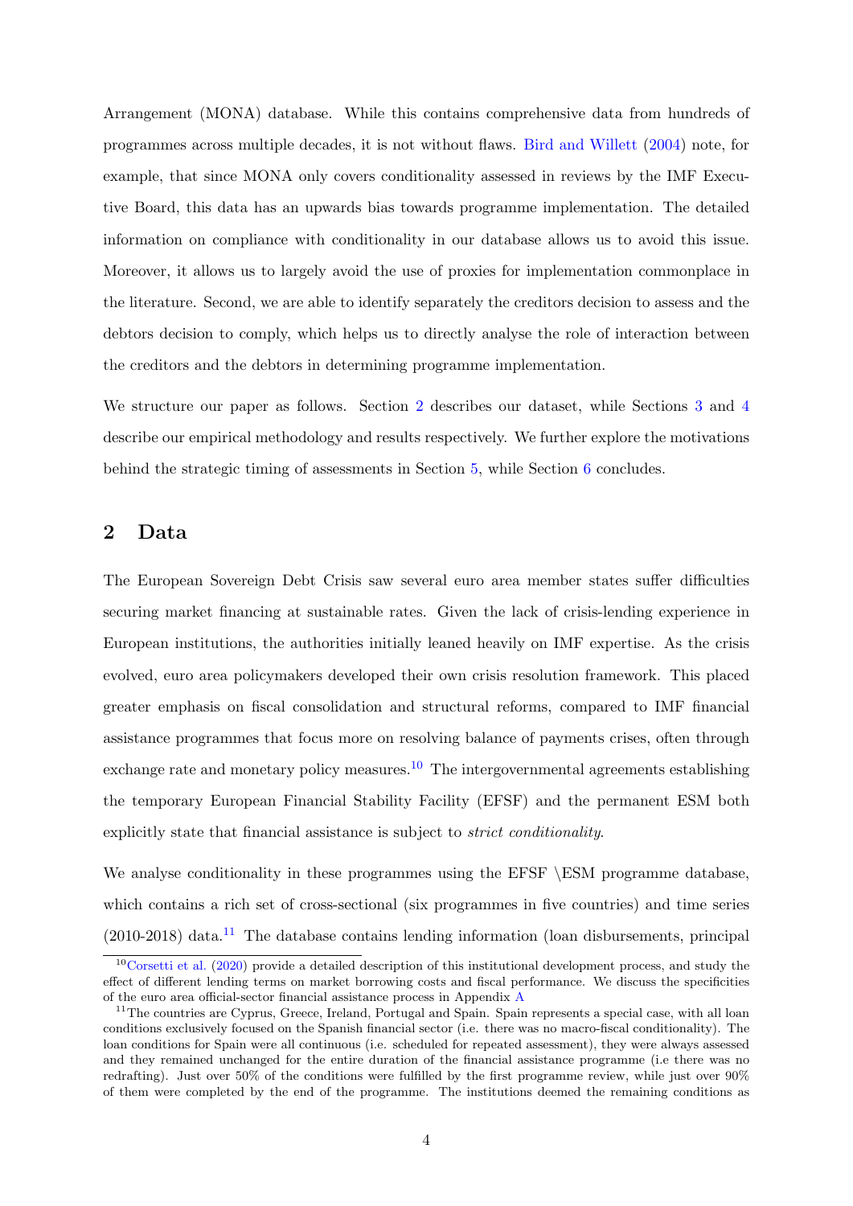Arrangement (MONA) database. While this contains comprehensive data from hundreds of programmes across multiple decades, it is not without flaws. Bird and Willett (2004) note, for example, that since MONA only covers conditionality assessed in reviews by the IMF Executive Board, this data has an upwards bias towards programme implementation. The detailed information on compliance with conditionality in our database allows us to avoid this issue. Moreover, it allows us to largely avoid the use of proxies for implementation commonplace in the literature. Second, we are able to identify separately the creditors decision to assess and the debtors decision to comply, which helps us to directly analyse the role of interaction between the creditors and the debtors in determining programme implementation.

We structure our paper as follows. Section 2 describes our dataset, while Sections 3 and 4 describe our empirical methodology and results respectively. We further explore the motivations behind the strategic timing of assessments in Section 5, while Section 6 concludes.

## 2 Data

The European Sovereign Debt Crisis saw several euro area member states suffer difficulties securing market financing at sustainable rates. Given the lack of crisis-lending experience in European institutions, the authorities initially leaned heavily on IMF expertise. As the crisis evolved, euro area policymakers developed their own crisis resolution framework. This placed greater emphasis on fiscal consolidation and structural reforms, compared to IMF financial assistance programmes that focus more on resolving balance of payments crises, often through exchange rate and monetary policy measures.[10] The intergovernmental agreements establishing the temporary European Financial Stability Facility (EFSF) and the permanent ESM both explicitly state that financial assistance is subject to *strict conditionality*.

We analyse conditionality in these programmes using the EFSF \ESM programme database, which contains a rich set of cross-sectional (six programmes in five countries) and time series (2010-2018) data.[11] The database contains lending information (loan disbursements, principal

---

[10] Corsetti et al. (2020) provide a detailed description of this institutional development process, and study the effect of different lending terms on market borrowing costs and fiscal performance. We discuss the specificities of the euro area official-sector financial assistance process in Appendix A

[11] The countries are Cyprus, Greece, Ireland, Portugal and Spain. Spain represents a special case, with all loan conditions exclusively focused on the Spanish financial sector (i.e. there was no macro-fiscal conditionality). The loan conditions for Spain were all continuous (i.e. scheduled for repeated assessment), they were always assessed and they remained unchanged for the entire duration of the financial assistance programme (i.e there was no redrafting). Just over 50% of the conditions were fulfilled by the first programme review, while just over 90% of them were completed by the end of the programme. The institutions deemed the remaining conditions as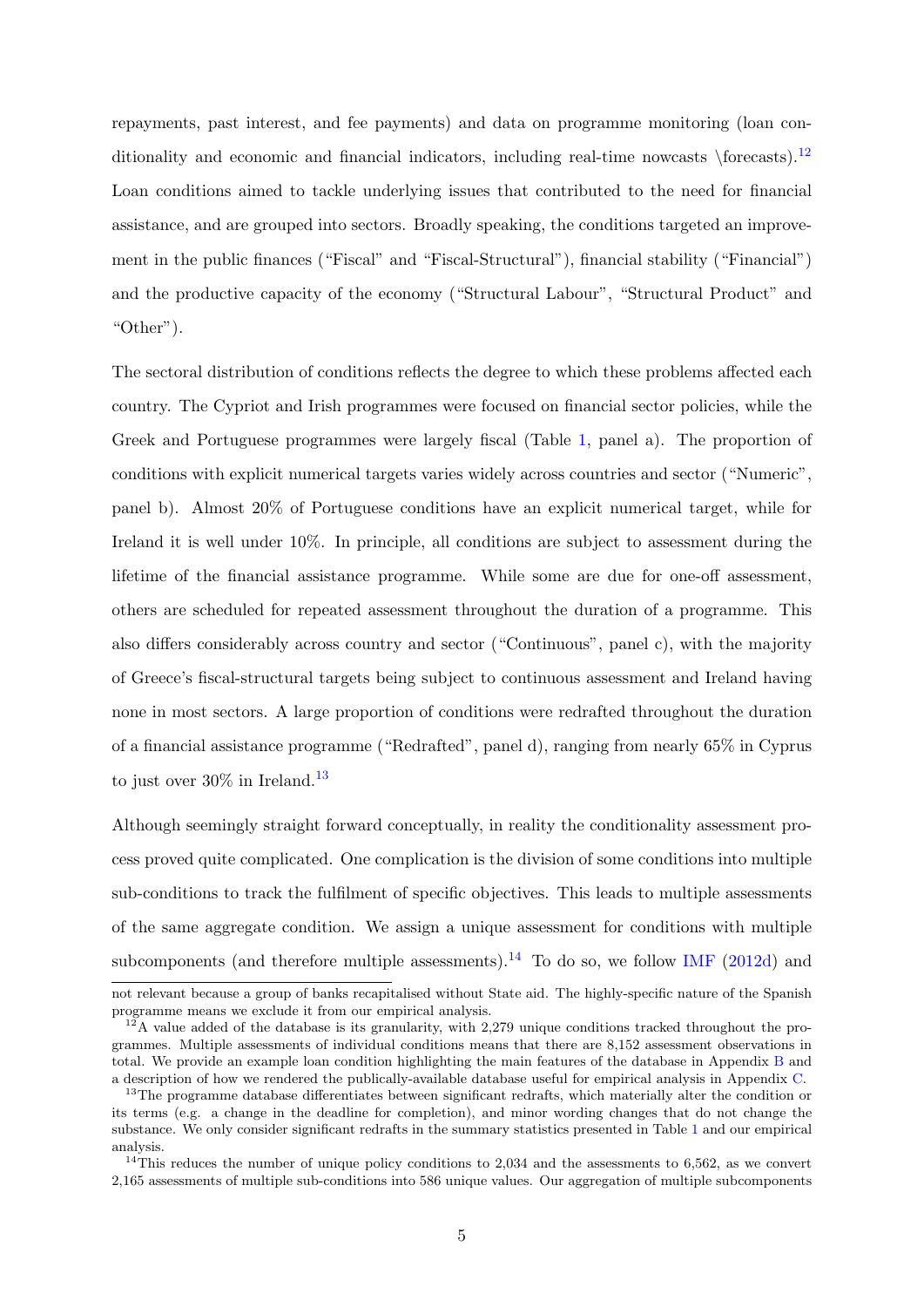repayments, past interest, and fee payments) and data on programme monitoring (loan conditionality and economic and financial indicators, including real-time nowcasts \forecasts).[12] Loan conditions aimed to tackle underlying issues that contributed to the need for financial assistance, and are grouped into sectors. Broadly speaking, the conditions targeted an improvement in the public finances ("Fiscal" and "Fiscal-Structural"), financial stability ("Financial") and the productive capacity of the economy ("Structural Labour", "Structural Product" and "Other").

The sectoral distribution of conditions reflects the degree to which these problems affected each country. The Cypriot and Irish programmes were focused on financial sector policies, while the Greek and Portuguese programmes were largely fiscal (Table 1, panel a). The proportion of conditions with explicit numerical targets varies widely across countries and sector ("Numeric", panel b). Almost 20% of Portuguese conditions have an explicit numerical target, while for Ireland it is well under 10%. In principle, all conditions are subject to assessment during the lifetime of the financial assistance programme. While some are due for one-off assessment, others are scheduled for repeated assessment throughout the duration of a programme. This also differs considerably across country and sector ("Continuous", panel c), with the majority of Greece's fiscal-structural targets being subject to continuous assessment and Ireland having none in most sectors. A large proportion of conditions were redrafted throughout the duration of a financial assistance programme ("Redrafted", panel d), ranging from nearly 65% in Cyprus to just over 30% in Ireland.[13]

Although seemingly straight forward conceptually, in reality the conditionality assessment process proved quite complicated. One complication is the division of some conditions into multiple sub-conditions to track the fulfilment of specific objectives. This leads to multiple assessments of the same aggregate condition. We assign a unique assessment for conditions with multiple subcomponents (and therefore multiple assessments).[14] To do so, we follow IMF (2012d) and

---

not relevant because a group of banks recapitalised without State aid. The highly-specific nature of the Spanish programme means we exclude it from our empirical analysis.

[12] A value added of the database is its granularity, with 2,279 unique conditions tracked throughout the programmes. Multiple assessments of individual conditions means that there are 8,152 assessment observations in total. We provide an example loan condition highlighting the main features of the database in Appendix B and a description of how we rendered the publically-available database useful for empirical analysis in Appendix C.

[13] The programme database differentiates between significant redrafts, which materially alter the condition or its terms (e.g. a change in the deadline for completion), and minor wording changes that do not change the substance. We only consider significant redrafts in the summary statistics presented in Table 1 and our empirical analysis.

[14] This reduces the number of unique policy conditions to 2,034 and the assessments to 6,562, as we convert 2,165 assessments of multiple sub-conditions into 586 unique values. Our aggregation of multiple subcomponents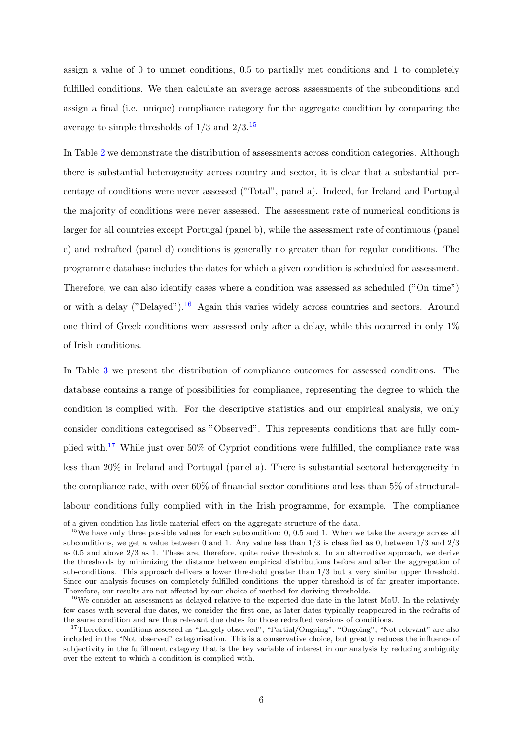assign a value of 0 to unmet conditions, 0.5 to partially met conditions and 1 to completely fulfilled conditions. We then calculate an average across assessments of the subconditions and assign a final (i.e. unique) compliance category for the aggregate condition by comparing the average to simple thresholds of 1/3 and 2/3.[15]

In Table 2 we demonstrate the distribution of assessments across condition categories. Although there is substantial heterogeneity across country and sector, it is clear that a substantial percentage of conditions were never assessed ("Total", panel a). Indeed, for Ireland and Portugal the majority of conditions were never assessed. The assessment rate of numerical conditions is larger for all countries except Portugal (panel b), while the assessment rate of continuous (panel c) and redrafted (panel d) conditions is generally no greater than for regular conditions. The programme database includes the dates for which a given condition is scheduled for assessment. Therefore, we can also identify cases where a condition was assessed as scheduled ("On time") or with a delay ("Delayed").[16] Again this varies widely across countries and sectors. Around one third of Greek conditions were assessed only after a delay, while this occurred in only 1% of Irish conditions.

In Table 3 we present the distribution of compliance outcomes for assessed conditions. The database contains a range of possibilities for compliance, representing the degree to which the condition is complied with. For the descriptive statistics and our empirical analysis, we only consider conditions categorised as "Observed". This represents conditions that are fully complied with.[17] While just over 50% of Cypriot conditions were fulfilled, the compliance rate was less than 20% in Ireland and Portugal (panel a). There is substantial sectoral heterogeneity in the compliance rate, with over 60% of financial sector conditions and less than 5% of structural-labour conditions fully complied with in the Irish programme, for example. The compliance

---

of a given condition has little material effect on the aggregate structure of the data.

[15] We have only three possible values for each subcondition: 0, 0.5 and 1. When we take the average across all subconditions, we get a value between 0 and 1. Any value less than 1/3 is classified as 0, between 1/3 and 2/3 as 0.5 and above 2/3 as 1. These are, therefore, quite naive thresholds. In an alternative approach, we derive the thresholds by minimizing the distance between empirical distributions before and after the aggregation of sub-conditions. This approach delivers a lower threshold greater than 1/3 but a very similar upper threshold. Since our analysis focuses on completely fulfilled conditions, the upper threshold is of far greater importance. Therefore, our results are not affected by our choice of method for deriving thresholds.

[16] We consider an assessment as delayed relative to the expected due date in the latest MoU. In the relatively few cases with several due dates, we consider the first one, as later dates typically reappeared in the redrafts of the same condition and are thus relevant due dates for those redrafted versions of conditions.

[17] Therefore, conditions assessed as "Largely observed", "Partial/Ongoing", "Ongoing", "Not relevant" are also included in the "Not observed" categorisation. This is a conservative choice, but greatly reduces the influence of subjectivity in the fulfillment category that is the key variable of interest in our analysis by reducing ambiguity over the extent to which a condition is complied with.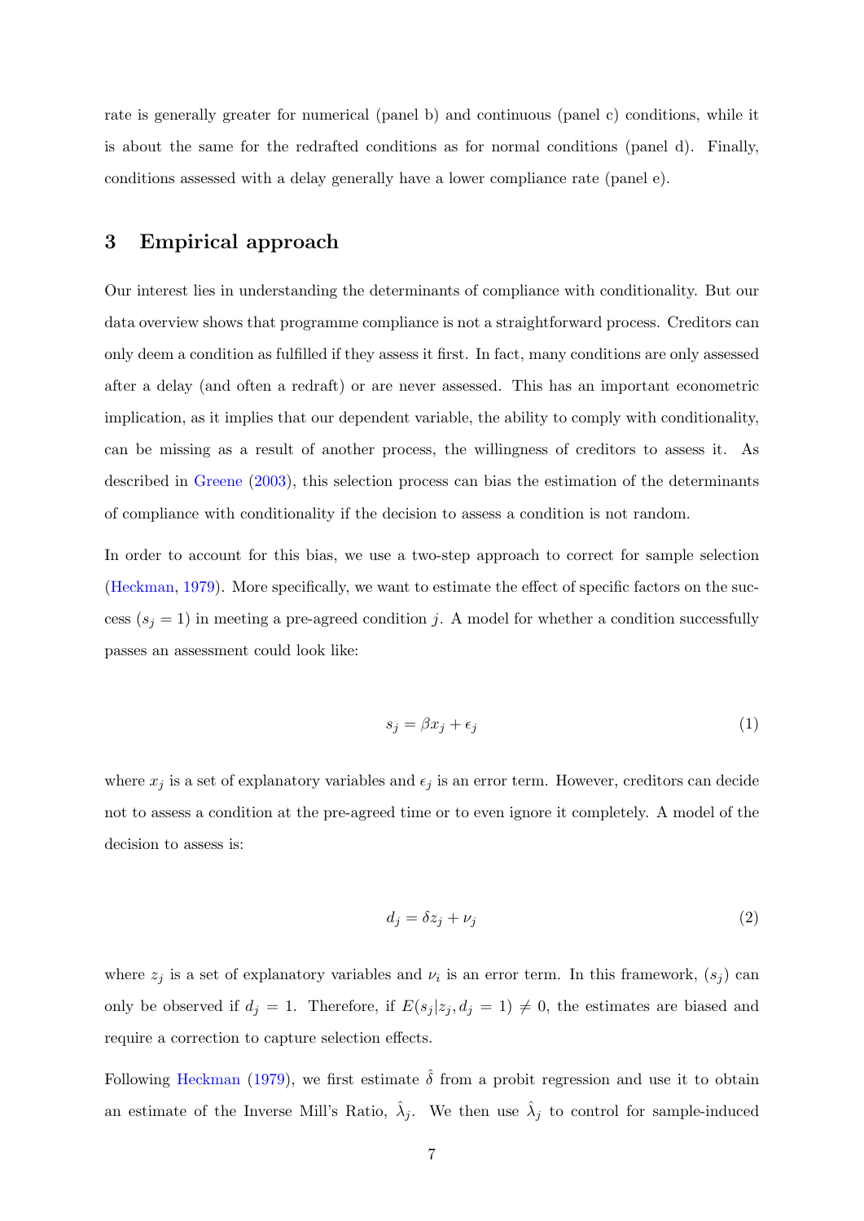rate is generally greater for numerical (panel b) and continuous (panel c) conditions, while it is about the same for the redrafted conditions as for normal conditions (panel d). Finally, conditions assessed with a delay generally have a lower compliance rate (panel e).

## 3 Empirical approach

Our interest lies in understanding the determinants of compliance with conditionality. But our data overview shows that programme compliance is not a straightforward process. Creditors can only deem a condition as fulfilled if they assess it first. In fact, many conditions are only assessed after a delay (and often a redraft) or are never assessed. This has an important econometric implication, as it implies that our dependent variable, the ability to comply with conditionality, can be missing as a result of another process, the willingness of creditors to assess it. As described in Greene (2003), this selection process can bias the estimation of the determinants of compliance with conditionality if the decision to assess a condition is not random.

In order to account for this bias, we use a two-step approach to correct for sample selection (Heckman, 1979). More specifically, we want to estimate the effect of specific factors on the success ($s_j = 1$) in meeting a pre-agreed condition $j$. A model for whether a condition successfully passes an assessment could look like:

$$s_j = \beta x_j + \epsilon_j \tag{1}$$

where $x_j$ is a set of explanatory variables and $\epsilon_j$ is an error term. However, creditors can decide not to assess a condition at the pre-agreed time or to even ignore it completely. A model of the decision to assess is:

$$d_j = \delta z_j + \nu_j \tag{2}$$

where $z_j$ is a set of explanatory variables and $\nu_i$ is an error term. In this framework, ($s_j$) can only be observed if $d_j = 1$. Therefore, if $E(s_j|z_j, d_j = 1) \neq 0$, the estimates are biased and require a correction to capture selection effects.

Following Heckman (1979), we first estimate $\hat{\delta}$ from a probit regression and use it to obtain an estimate of the Inverse Mill's Ratio, $\hat{\lambda}_j$. We then use $\hat{\lambda}_j$ to control for sample-induced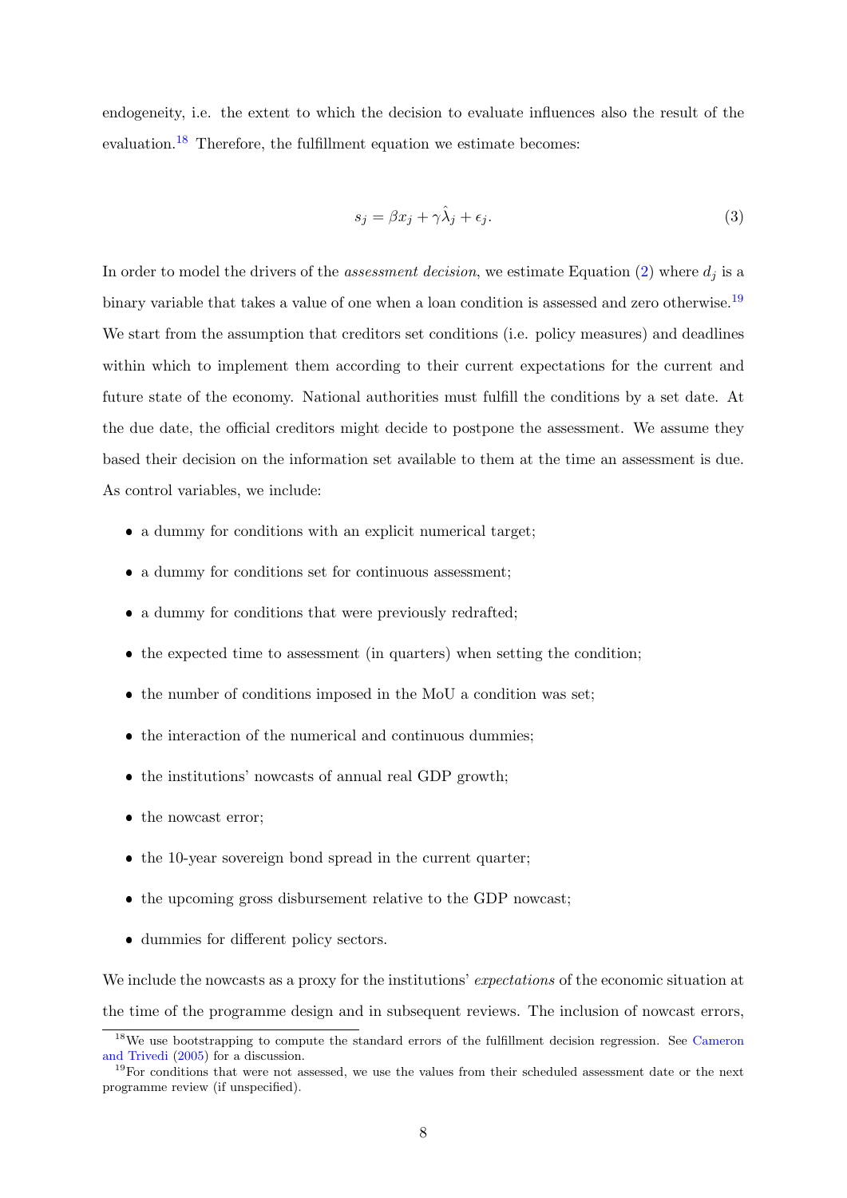endogeneity, i.e. the extent to which the decision to evaluate influences also the result of the evaluation.[18] Therefore, the fulfillment equation we estimate becomes:

$$s_j = \beta x_j + \gamma \hat{\lambda}_j + \epsilon_j. \tag{3}$$

In order to model the drivers of the *assessment decision*, we estimate Equation (2) where $d_j$ is a binary variable that takes a value of one when a loan condition is assessed and zero otherwise.[19] We start from the assumption that creditors set conditions (i.e. policy measures) and deadlines within which to implement them according to their current expectations for the current and future state of the economy. National authorities must fulfill the conditions by a set date. At the due date, the official creditors might decide to postpone the assessment. We assume they based their decision on the information set available to them at the time an assessment is due. As control variables, we include:

- a dummy for conditions with an explicit numerical target;
- a dummy for conditions set for continuous assessment;
- a dummy for conditions that were previously redrafted;
- the expected time to assessment (in quarters) when setting the condition;
- the number of conditions imposed in the MoU a condition was set;
- the interaction of the numerical and continuous dummies;
- the institutions' nowcasts of annual real GDP growth;
- the nowcast error;
- the 10-year sovereign bond spread in the current quarter;
- the upcoming gross disbursement relative to the GDP nowcast;
- dummies for different policy sectors.

We include the nowcasts as a proxy for the institutions' *expectations* of the economic situation at the time of the programme design and in subsequent reviews. The inclusion of nowcast errors,

[18] We use bootstrapping to compute the standard errors of the fulfillment decision regression. See Cameron and Trivedi (2005) for a discussion.

[19] For conditions that were not assessed, we use the values from their scheduled assessment date or the next programme review (if unspecified).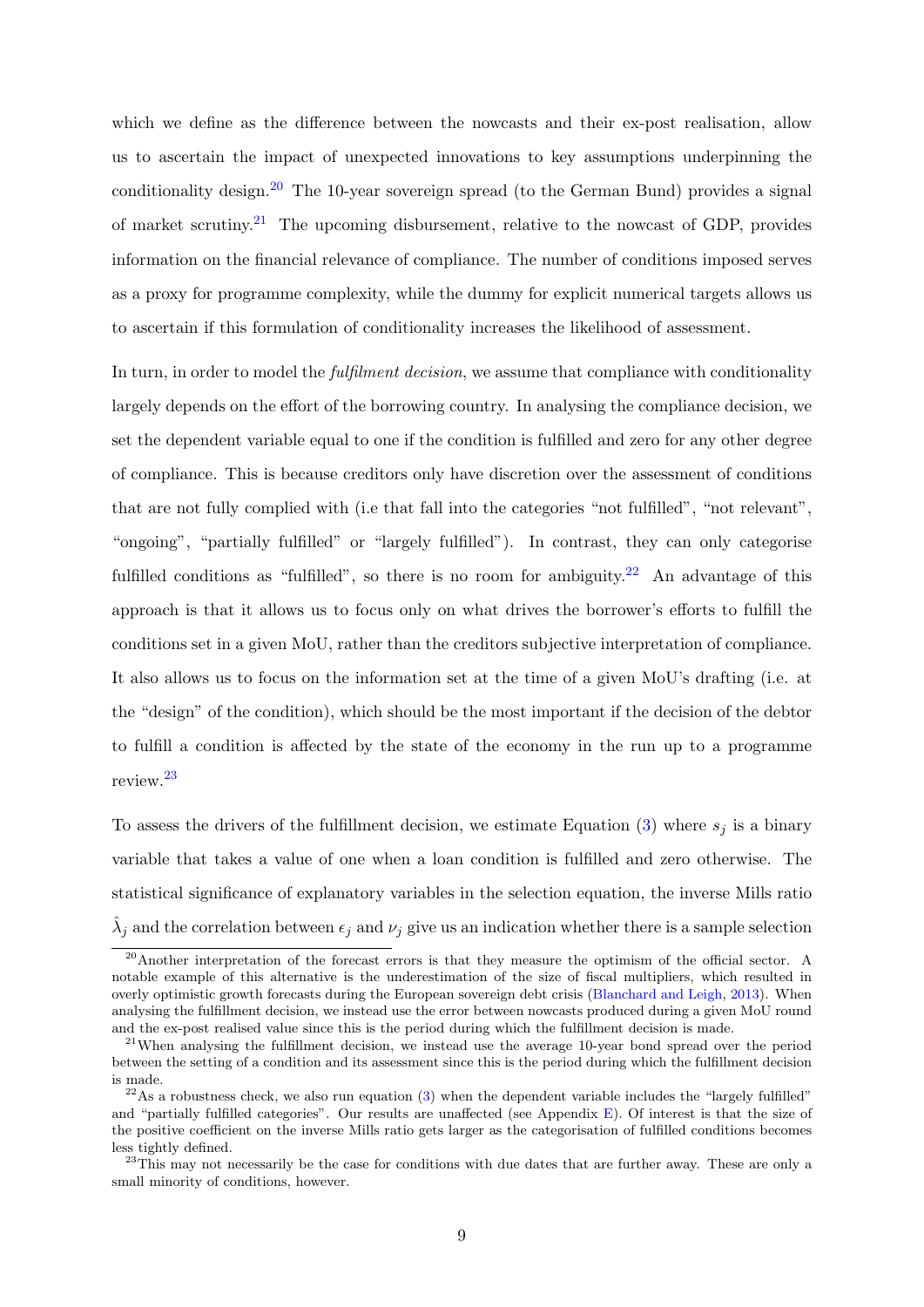which we define as the difference between the nowcasts and their ex-post realisation, allow us to ascertain the impact of unexpected innovations to key assumptions underpinning the conditionality design.[20] The 10-year sovereign spread (to the German Bund) provides a signal of market scrutiny.[21] The upcoming disbursement, relative to the nowcast of GDP, provides information on the financial relevance of compliance. The number of conditions imposed serves as a proxy for programme complexity, while the dummy for explicit numerical targets allows us to ascertain if this formulation of conditionality increases the likelihood of assessment.

In turn, in order to model the *fulfilment decision*, we assume that compliance with conditionality largely depends on the effort of the borrowing country. In analysing the compliance decision, we set the dependent variable equal to one if the condition is fulfilled and zero for any other degree of compliance. This is because creditors only have discretion over the assessment of conditions that are not fully complied with (i.e that fall into the categories "not fulfilled", "not relevant", "ongoing", "partially fulfilled" or "largely fulfilled"). In contrast, they can only categorise fulfilled conditions as "fulfilled", so there is no room for ambiguity.[22] An advantage of this approach is that it allows us to focus only on what drives the borrower's efforts to fulfill the conditions set in a given MoU, rather than the creditors subjective interpretation of compliance. It also allows us to focus on the information set at the time of a given MoU's drafting (i.e. at the "design" of the condition), which should be the most important if the decision of the debtor to fulfill a condition is affected by the state of the economy in the run up to a programme review.[23]

To assess the drivers of the fulfillment decision, we estimate Equation (3) where $s_j$ is a binary variable that takes a value of one when a loan condition is fulfilled and zero otherwise. The statistical significance of explanatory variables in the selection equation, the inverse Mills ratio $\hat{\lambda}_j$ and the correlation between $\epsilon_j$ and $\nu_j$ give us an indication whether there is a sample selection

[20] Another interpretation of the forecast errors is that they measure the optimism of the official sector. A notable example of this alternative is the underestimation of the size of fiscal multipliers, which resulted in overly optimistic growth forecasts during the European sovereign debt crisis (Blanchard and Leigh, 2013). When analysing the fulfillment decision, we instead use the error between nowcasts produced during a given MoU round and the ex-post realised value since this is the period during which the fulfillment decision is made.

[21] When analysing the fulfillment decision, we instead use the average 10-year bond spread over the period between the setting of a condition and its assessment since this is the period during which the fulfillment decision is made.

[22] As a robustness check, we also run equation (3) when the dependent variable includes the "largely fulfilled" and "partially fulfilled categories". Our results are unaffected (see Appendix E). Of interest is that the size of the positive coefficient on the inverse Mills ratio gets larger as the categorisation of fulfilled conditions becomes less tightly defined.

[23] This may not necessarily be the case for conditions with due dates that are further away. These are only a small minority of conditions, however.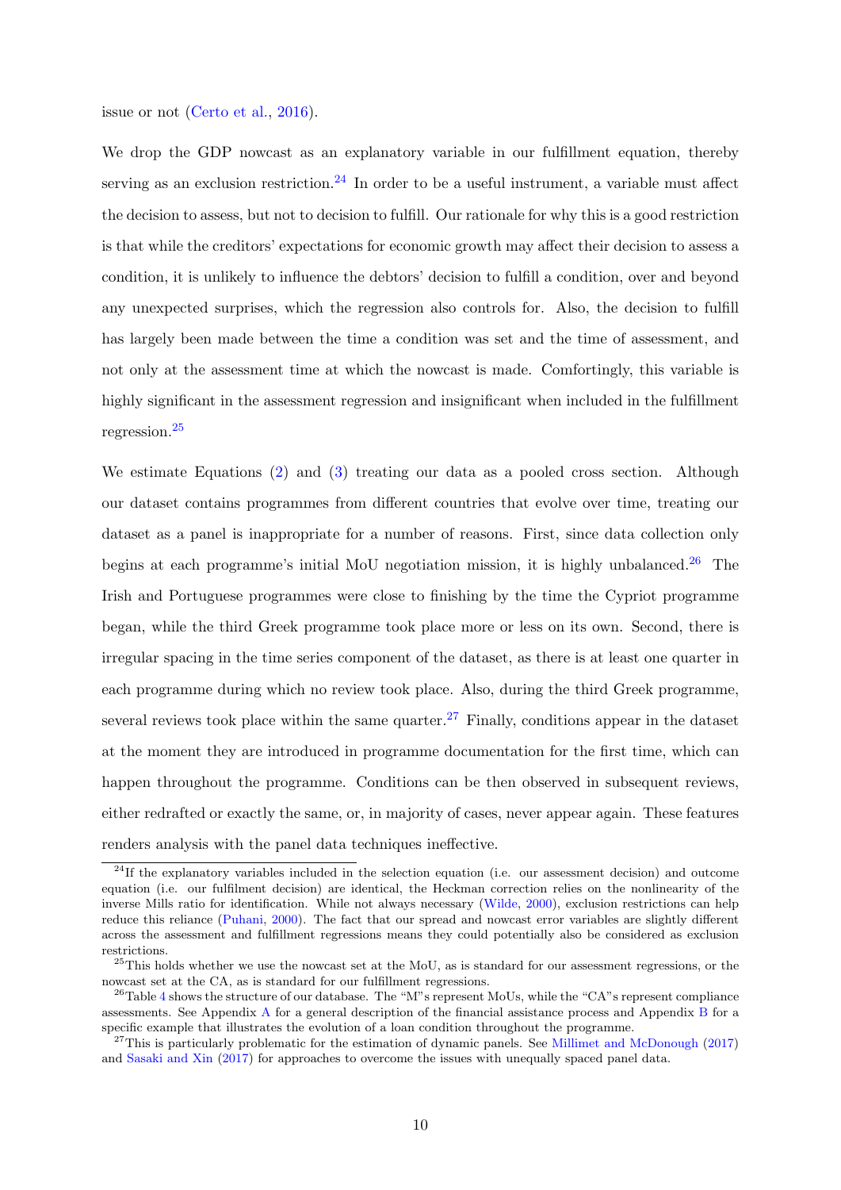issue or not (Certo et al., 2016).

We drop the GDP nowcast as an explanatory variable in our fulfillment equation, thereby serving as an exclusion restriction.[24] In order to be a useful instrument, a variable must affect the decision to assess, but not to decision to fulfill. Our rationale for why this is a good restriction is that while the creditors' expectations for economic growth may affect their decision to assess a condition, it is unlikely to influence the debtors' decision to fulfill a condition, over and beyond any unexpected surprises, which the regression also controls for. Also, the decision to fulfill has largely been made between the time a condition was set and the time of assessment, and not only at the assessment time at which the nowcast is made. Comfortingly, this variable is highly significant in the assessment regression and insignificant when included in the fulfillment regression.[25]

We estimate Equations (2) and (3) treating our data as a pooled cross section. Although our dataset contains programmes from different countries that evolve over time, treating our dataset as a panel is inappropriate for a number of reasons. First, since data collection only begins at each programme's initial MoU negotiation mission, it is highly unbalanced.[26] The Irish and Portuguese programmes were close to finishing by the time the Cypriot programme began, while the third Greek programme took place more or less on its own. Second, there is irregular spacing in the time series component of the dataset, as there is at least one quarter in each programme during which no review took place. Also, during the third Greek programme, several reviews took place within the same quarter.[27] Finally, conditions appear in the dataset at the moment they are introduced in programme documentation for the first time, which can happen throughout the programme. Conditions can be then observed in subsequent reviews, either redrafted or exactly the same, or, in majority of cases, never appear again. These features renders analysis with the panel data techniques ineffective.

[24] If the explanatory variables included in the selection equation (i.e. our assessment decision) and outcome equation (i.e. our fulfilment decision) are identical, the Heckman correction relies on the nonlinearity of the inverse Mills ratio for identification. While not always necessary (Wilde, 2000), exclusion restrictions can help reduce this reliance (Puhani, 2000). The fact that our spread and nowcast error variables are slightly different across the assessment and fulfillment regressions means they could potentially also be considered as exclusion restrictions.

[25] This holds whether we use the nowcast set at the MoU, as is standard for our assessment regressions, or the nowcast set at the CA, as is standard for our fulfillment regressions.

[26] Table 4 shows the structure of our database. The "M"s represent MoUs, while the "CA"s represent compliance assessments. See Appendix A for a general description of the financial assistance process and Appendix B for a specific example that illustrates the evolution of a loan condition throughout the programme.

[27] This is particularly problematic for the estimation of dynamic panels. See Millimet and McDonough (2017) and Sasaki and Xin (2017) for approaches to overcome the issues with unequally spaced panel data.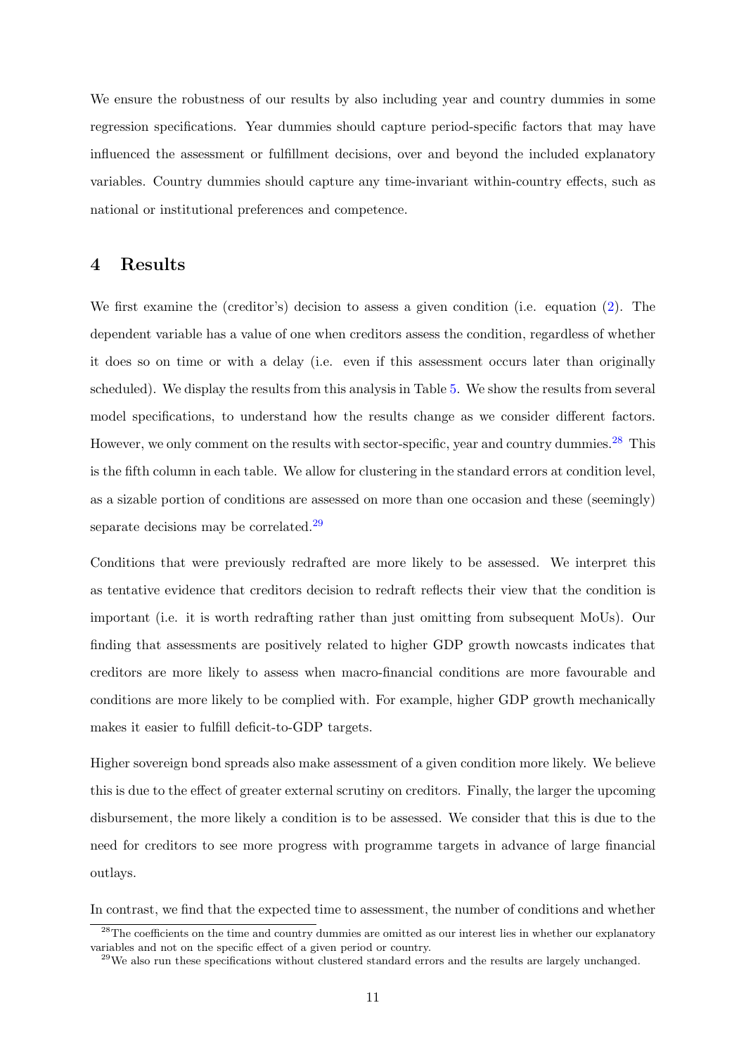We ensure the robustness of our results by also including year and country dummies in some regression specifications. Year dummies should capture period-specific factors that may have influenced the assessment or fulfillment decisions, over and beyond the included explanatory variables. Country dummies should capture any time-invariant within-country effects, such as national or institutional preferences and competence.

# 4 Results

We first examine the (creditor's) decision to assess a given condition (i.e. equation (2). The dependent variable has a value of one when creditors assess the condition, regardless of whether it does so on time or with a delay (i.e. even if this assessment occurs later than originally scheduled). We display the results from this analysis in Table 5. We show the results from several model specifications, to understand how the results change as we consider different factors. However, we only comment on the results with sector-specific, year and country dummies.[28] This is the fifth column in each table. We allow for clustering in the standard errors at condition level, as a sizable portion of conditions are assessed on more than one occasion and these (seemingly) separate decisions may be correlated.[29]

Conditions that were previously redrafted are more likely to be assessed. We interpret this as tentative evidence that creditors decision to redraft reflects their view that the condition is important (i.e. it is worth redrafting rather than just omitting from subsequent MoUs). Our finding that assessments are positively related to higher GDP growth nowcasts indicates that creditors are more likely to assess when macro-financial conditions are more favourable and conditions are more likely to be complied with. For example, higher GDP growth mechanically makes it easier to fulfill deficit-to-GDP targets.

Higher sovereign bond spreads also make assessment of a given condition more likely. We believe this is due to the effect of greater external scrutiny on creditors. Finally, the larger the upcoming disbursement, the more likely a condition is to be assessed. We consider that this is due to the need for creditors to see more progress with programme targets in advance of large financial outlays.

In contrast, we find that the expected time to assessment, the number of conditions and whether

[28] The coefficients on the time and country dummies are omitted as our interest lies in whether our explanatory variables and not on the specific effect of a given period or country.

[29] We also run these specifications without clustered standard errors and the results are largely unchanged.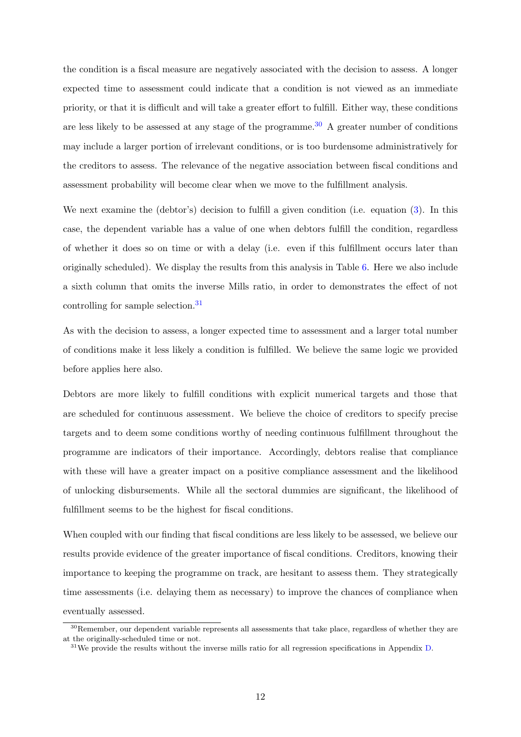the condition is a fiscal measure are negatively associated with the decision to assess. A longer expected time to assessment could indicate that a condition is not viewed as an immediate priority, or that it is difficult and will take a greater effort to fulfill. Either way, these conditions are less likely to be assessed at any stage of the programme.[30] A greater number of conditions may include a larger portion of irrelevant conditions, or is too burdensome administratively for the creditors to assess. The relevance of the negative association between fiscal conditions and assessment probability will become clear when we move to the fulfillment analysis.

We next examine the (debtor's) decision to fulfill a given condition (i.e. equation (3). In this case, the dependent variable has a value of one when debtors fulfill the condition, regardless of whether it does so on time or with a delay (i.e. even if this fulfillment occurs later than originally scheduled). We display the results from this analysis in Table 6. Here we also include a sixth column that omits the inverse Mills ratio, in order to demonstrates the effect of not controlling for sample selection.[31]

As with the decision to assess, a longer expected time to assessment and a larger total number of conditions make it less likely a condition is fulfilled. We believe the same logic we provided before applies here also.

Debtors are more likely to fulfill conditions with explicit numerical targets and those that are scheduled for continuous assessment. We believe the choice of creditors to specify precise targets and to deem some conditions worthy of needing continuous fulfillment throughout the programme are indicators of their importance. Accordingly, debtors realise that compliance with these will have a greater impact on a positive compliance assessment and the likelihood of unlocking disbursements. While all the sectoral dummies are significant, the likelihood of fulfillment seems to be the highest for fiscal conditions.

When coupled with our finding that fiscal conditions are less likely to be assessed, we believe our results provide evidence of the greater importance of fiscal conditions. Creditors, knowing their importance to keeping the programme on track, are hesitant to assess them. They strategically time assessments (i.e. delaying them as necessary) to improve the chances of compliance when eventually assessed.

[30] Remember, our dependent variable represents all assessments that take place, regardless of whether they are at the originally-scheduled time or not.

[31] We provide the results without the inverse mills ratio for all regression specifications in Appendix D.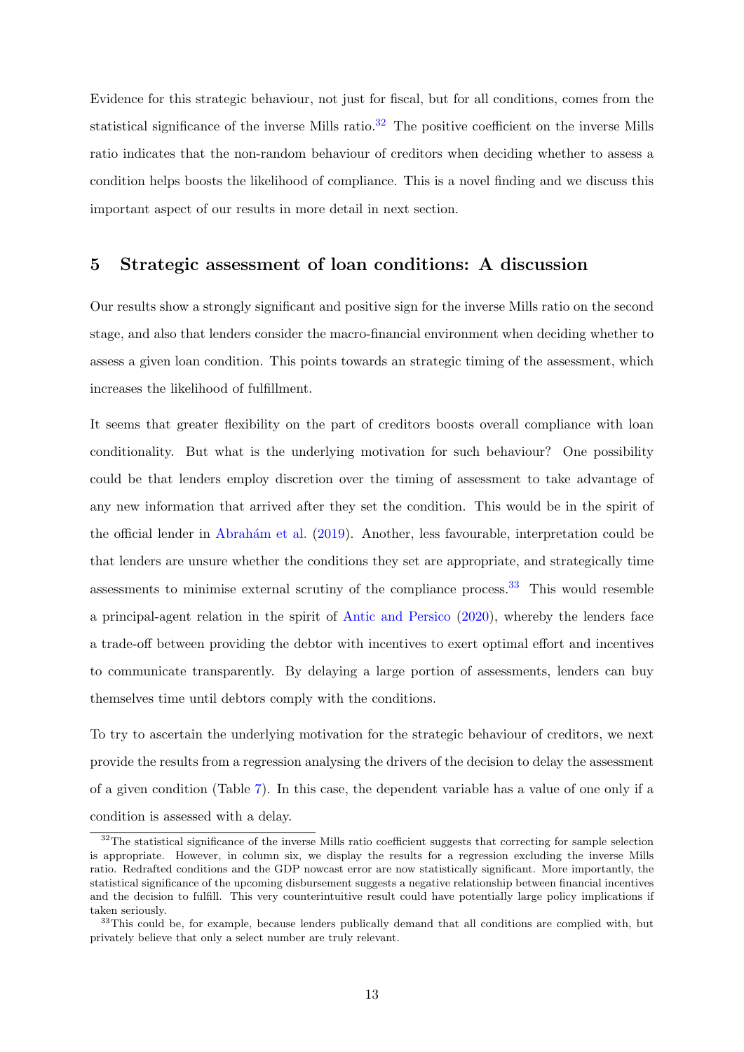Evidence for this strategic behaviour, not just for fiscal, but for all conditions, comes from the statistical significance of the inverse Mills ratio.[32] The positive coefficient on the inverse Mills ratio indicates that the non-random behaviour of creditors when deciding whether to assess a condition helps boosts the likelihood of compliance. This is a novel finding and we discuss this important aspect of our results in more detail in next section.

## 5 Strategic assessment of loan conditions: A discussion

Our results show a strongly significant and positive sign for the inverse Mills ratio on the second stage, and also that lenders consider the macro-financial environment when deciding whether to assess a given loan condition. This points towards an strategic timing of the assessment, which increases the likelihood of fulfillment.

It seems that greater flexibility on the part of creditors boosts overall compliance with loan conditionality. But what is the underlying motivation for such behaviour? One possibility could be that lenders employ discretion over the timing of assessment to take advantage of any new information that arrived after they set the condition. This would be in the spirit of the official lender in Abrahám et al. (2019). Another, less favourable, interpretation could be that lenders are unsure whether the conditions they set are appropriate, and strategically time assessments to minimise external scrutiny of the compliance process.[33] This would resemble a principal-agent relation in the spirit of Antic and Persico (2020), whereby the lenders face a trade-off between providing the debtor with incentives to exert optimal effort and incentives to communicate transparently. By delaying a large portion of assessments, lenders can buy themselves time until debtors comply with the conditions.

To try to ascertain the underlying motivation for the strategic behaviour of creditors, we next provide the results from a regression analysing the drivers of the decision to delay the assessment of a given condition (Table 7). In this case, the dependent variable has a value of one only if a condition is assessed with a delay.

[32] The statistical significance of the inverse Mills ratio coefficient suggests that correcting for sample selection is appropriate. However, in column six, we display the results for a regression excluding the inverse Mills ratio. Redrafted conditions and the GDP nowcast error are now statistically significant. More importantly, the statistical significance of the upcoming disbursement suggests a negative relationship between financial incentives and the decision to fulfill. This very counterintuitive result could have potentially large policy implications if taken seriously.

[33] This could be, for example, because lenders publically demand that all conditions are complied with, but privately believe that only a select number are truly relevant.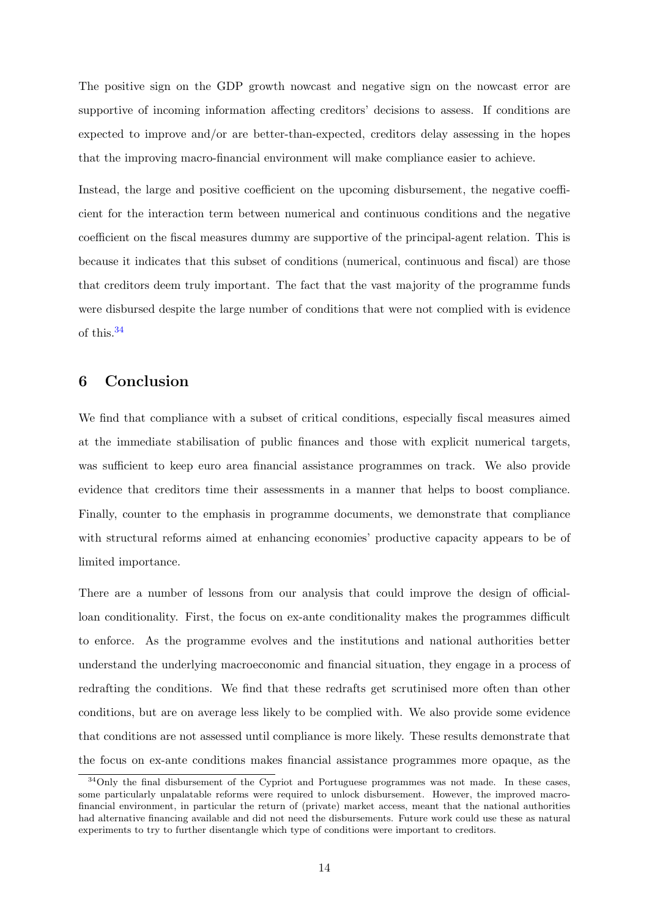The positive sign on the GDP growth nowcast and negative sign on the nowcast error are supportive of incoming information affecting creditors' decisions to assess. If conditions are expected to improve and/or are better-than-expected, creditors delay assessing in the hopes that the improving macro-financial environment will make compliance easier to achieve.

Instead, the large and positive coefficient on the upcoming disbursement, the negative coefficient for the interaction term between numerical and continuous conditions and the negative coefficient on the fiscal measures dummy are supportive of the principal-agent relation. This is because it indicates that this subset of conditions (numerical, continuous and fiscal) are those that creditors deem truly important. The fact that the vast majority of the programme funds were disbursed despite the large number of conditions that were not complied with is evidence of this.[34]

## 6 Conclusion

We find that compliance with a subset of critical conditions, especially fiscal measures aimed at the immediate stabilisation of public finances and those with explicit numerical targets, was sufficient to keep euro area financial assistance programmes on track. We also provide evidence that creditors time their assessments in a manner that helps to boost compliance. Finally, counter to the emphasis in programme documents, we demonstrate that compliance with structural reforms aimed at enhancing economies' productive capacity appears to be of limited importance.

There are a number of lessons from our analysis that could improve the design of official-loan conditionality. First, the focus on ex-ante conditionality makes the programmes difficult to enforce. As the programme evolves and the institutions and national authorities better understand the underlying macroeconomic and financial situation, they engage in a process of redrafting the conditions. We find that these redrafts get scrutinised more often than other conditions, but are on average less likely to be complied with. We also provide some evidence that conditions are not assessed until compliance is more likely. These results demonstrate that the focus on ex-ante conditions makes financial assistance programmes more opaque, as the

[34] Only the final disbursement of the Cypriot and Portuguese programmes was not made. In these cases, some particularly unpalatable reforms were required to unlock disbursement. However, the improved macro-financial environment, in particular the return of (private) market access, meant that the national authorities had alternative financing available and did not need the disbursements. Future work could use these as natural experiments to try to further disentangle which type of conditions were important to creditors.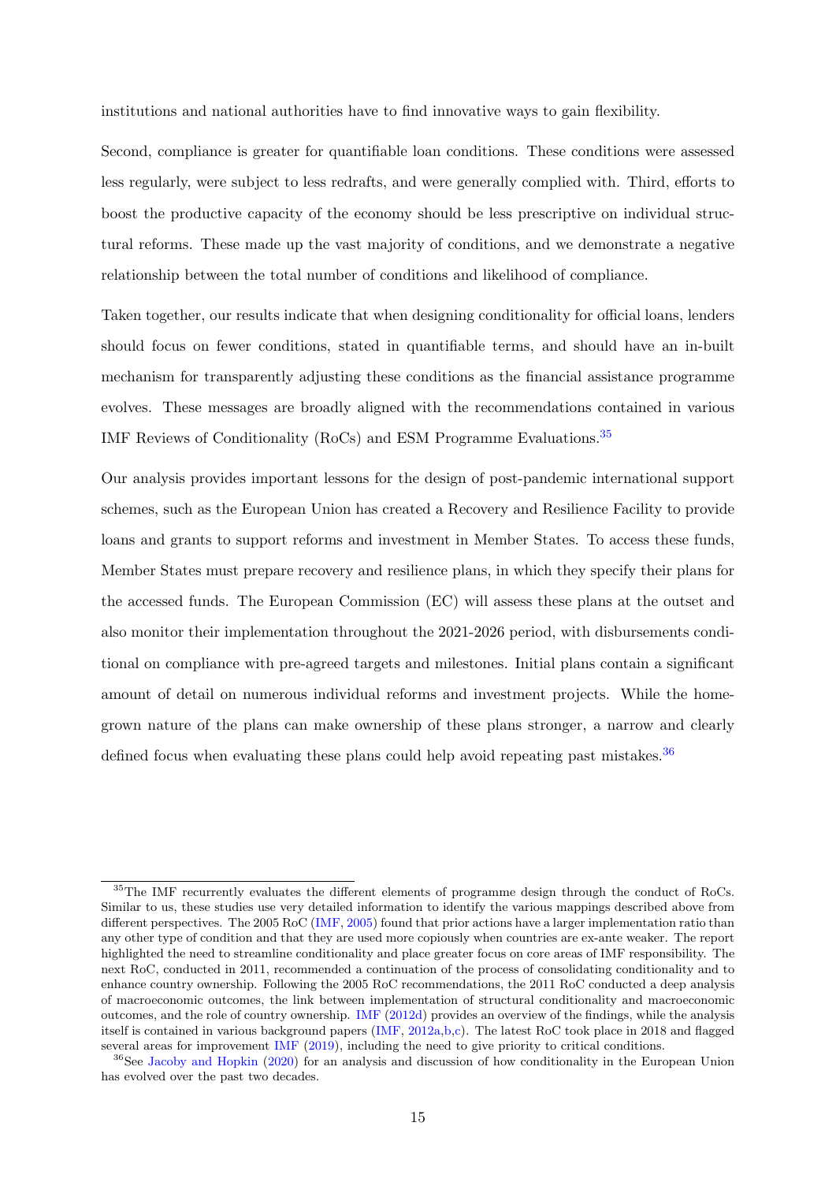institutions and national authorities have to find innovative ways to gain flexibility.

Second, compliance is greater for quantifiable loan conditions. These conditions were assessed less regularly, were subject to less redrafts, and were generally complied with. Third, efforts to boost the productive capacity of the economy should be less prescriptive on individual structural reforms. These made up the vast majority of conditions, and we demonstrate a negative relationship between the total number of conditions and likelihood of compliance.

Taken together, our results indicate that when designing conditionality for official loans, lenders should focus on fewer conditions, stated in quantifiable terms, and should have an in-built mechanism for transparently adjusting these conditions as the financial assistance programme evolves. These messages are broadly aligned with the recommendations contained in various IMF Reviews of Conditionality (RoCs) and ESM Programme Evaluations.[35]

Our analysis provides important lessons for the design of post-pandemic international support schemes, such as the European Union has created a Recovery and Resilience Facility to provide loans and grants to support reforms and investment in Member States. To access these funds, Member States must prepare recovery and resilience plans, in which they specify their plans for the accessed funds. The European Commission (EC) will assess these plans at the outset and also monitor their implementation throughout the 2021-2026 period, with disbursements conditional on compliance with pre-agreed targets and milestones. Initial plans contain a significant amount of detail on numerous individual reforms and investment projects. While the home-grown nature of the plans can make ownership of these plans stronger, a narrow and clearly defined focus when evaluating these plans could help avoid repeating past mistakes.[36]

---

[35] The IMF recurrently evaluates the different elements of programme design through the conduct of RoCs. Similar to us, these studies use very detailed information to identify the various mappings described above from different perspectives. The 2005 RoC (IMF, 2005) found that prior actions have a larger implementation ratio than any other type of condition and that they are used more copiously when countries are ex-ante weaker. The report highlighted the need to streamline conditionality and place greater focus on core areas of IMF responsibility. The next RoC, conducted in 2011, recommended a continuation of the process of consolidating conditionality and to enhance country ownership. Following the 2005 RoC recommendations, the 2011 RoC conducted a deep analysis of macroeconomic outcomes, the link between implementation of structural conditionality and macroeconomic outcomes, and the role of country ownership. IMF (2012d) provides an overview of the findings, while the analysis itself is contained in various background papers (IMF, 2012a,b,c). The latest RoC took place in 2018 and flagged several areas for improvement IMF (2019), including the need to give priority to critical conditions.

[36] See Jacoby and Hopkin (2020) for an analysis and discussion of how conditionality in the European Union has evolved over the past two decades.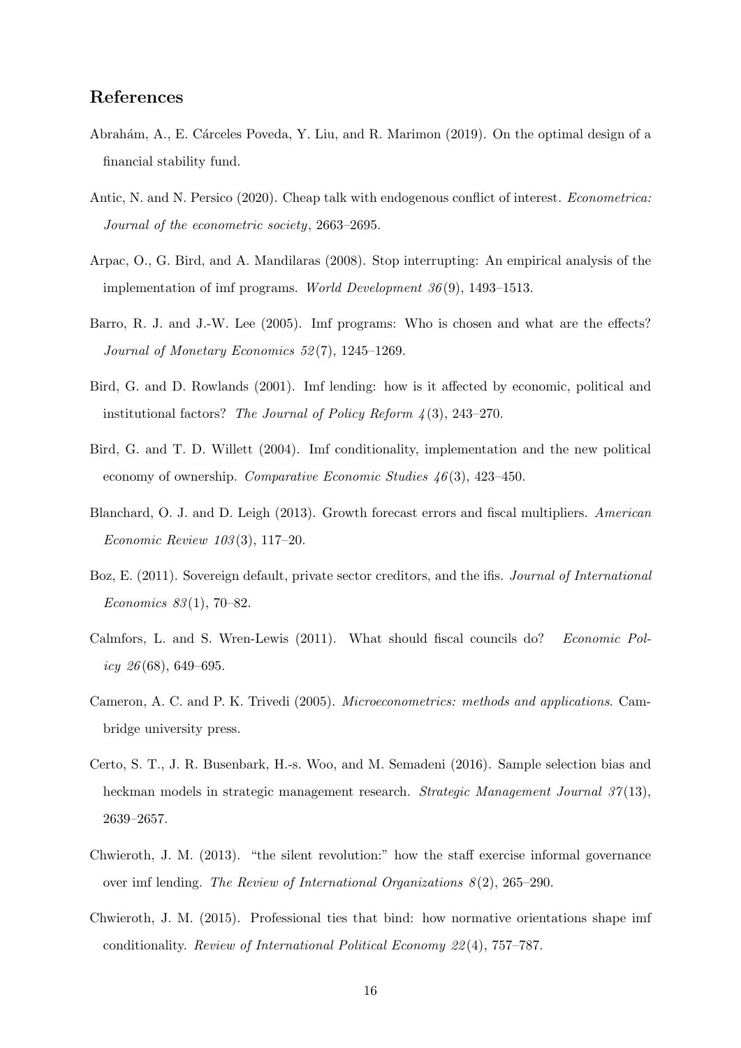## References

Abrahám, A., E. Cárceles Poveda, Y. Liu, and R. Marimon (2019). On the optimal design of a financial stability fund.

Antic, N. and N. Persico (2020). Cheap talk with endogenous conflict of interest. *Econometrica: Journal of the econometric society*, 2663–2695.

Arpac, O., G. Bird, and A. Mandilaras (2008). Stop interrupting: An empirical analysis of the implementation of imf programs. *World Development 36*(9), 1493–1513.

Barro, R. J. and J.-W. Lee (2005). Imf programs: Who is chosen and what are the effects? *Journal of Monetary Economics 52*(7), 1245–1269.

Bird, G. and D. Rowlands (2001). Imf lending: how is it affected by economic, political and institutional factors? *The Journal of Policy Reform 4*(3), 243–270.

Bird, G. and T. D. Willett (2004). Imf conditionality, implementation and the new political economy of ownership. *Comparative Economic Studies 46*(3), 423–450.

Blanchard, O. J. and D. Leigh (2013). Growth forecast errors and fiscal multipliers. *American Economic Review 103*(3), 117–20.

Boz, E. (2011). Sovereign default, private sector creditors, and the ifis. *Journal of International Economics 83*(1), 70–82.

Calmfors, L. and S. Wren-Lewis (2011). What should fiscal councils do? *Economic Policy 26*(68), 649–695.

Cameron, A. C. and P. K. Trivedi (2005). *Microeconometrics: methods and applications*. Cambridge university press.

Certo, S. T., J. R. Busenbark, H.-s. Woo, and M. Semadeni (2016). Sample selection bias and heckman models in strategic management research. *Strategic Management Journal 37*(13), 2639–2657.

Chwieroth, J. M. (2013). "the silent revolution:" how the staff exercise informal governance over imf lending. *The Review of International Organizations 8*(2), 265–290.

Chwieroth, J. M. (2015). Professional ties that bind: how normative orientations shape imf conditionality. *Review of International Political Economy 22*(4), 757–787.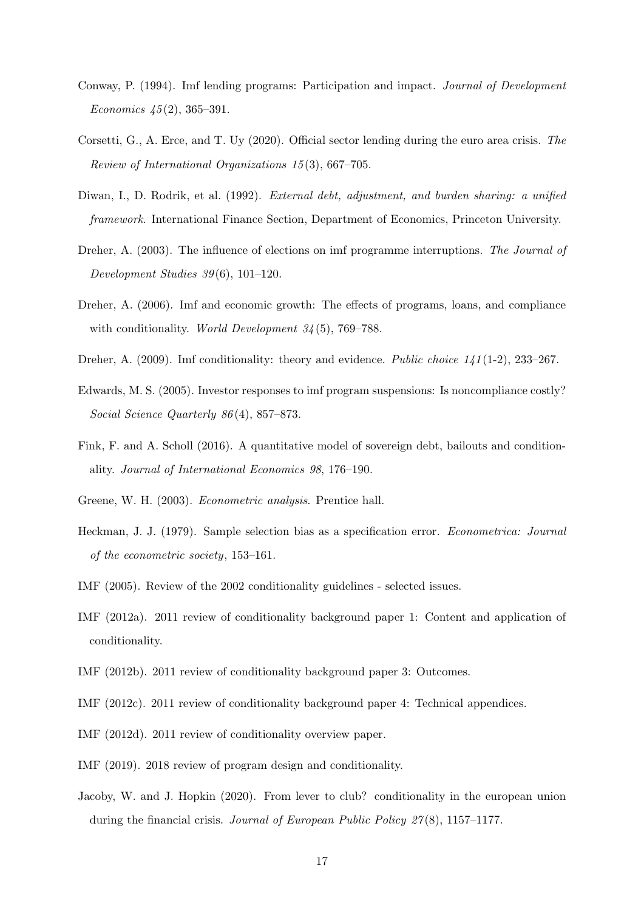Conway, P. (1994). Imf lending programs: Participation and impact. *Journal of Development Economics 45*(2), 365–391.

Corsetti, G., A. Erce, and T. Uy (2020). Official sector lending during the euro area crisis. *The Review of International Organizations 15*(3), 667–705.

Diwan, I., D. Rodrik, et al. (1992). *External debt, adjustment, and burden sharing: a unified framework*. International Finance Section, Department of Economics, Princeton University.

Dreher, A. (2003). The influence of elections on imf programme interruptions. *The Journal of Development Studies 39*(6), 101–120.

Dreher, A. (2006). Imf and economic growth: The effects of programs, loans, and compliance with conditionality. *World Development 34*(5), 769–788.

Dreher, A. (2009). Imf conditionality: theory and evidence. *Public choice 141*(1-2), 233–267.

Edwards, M. S. (2005). Investor responses to imf program suspensions: Is noncompliance costly? *Social Science Quarterly 86*(4), 857–873.

Fink, F. and A. Scholl (2016). A quantitative model of sovereign debt, bailouts and conditionality. *Journal of International Economics 98*, 176–190.

Greene, W. H. (2003). *Econometric analysis*. Prentice hall.

Heckman, J. J. (1979). Sample selection bias as a specification error. *Econometrica: Journal of the econometric society*, 153–161.

IMF (2005). Review of the 2002 conditionality guidelines - selected issues.

IMF (2012a). 2011 review of conditionality background paper 1: Content and application of conditionality.

IMF (2012b). 2011 review of conditionality background paper 3: Outcomes.

IMF (2012c). 2011 review of conditionality background paper 4: Technical appendices.

IMF (2012d). 2011 review of conditionality overview paper.

IMF (2019). 2018 review of program design and conditionality.

Jacoby, W. and J. Hopkin (2020). From lever to club? conditionality in the european union during the financial crisis. *Journal of European Public Policy 27*(8), 1157–1177.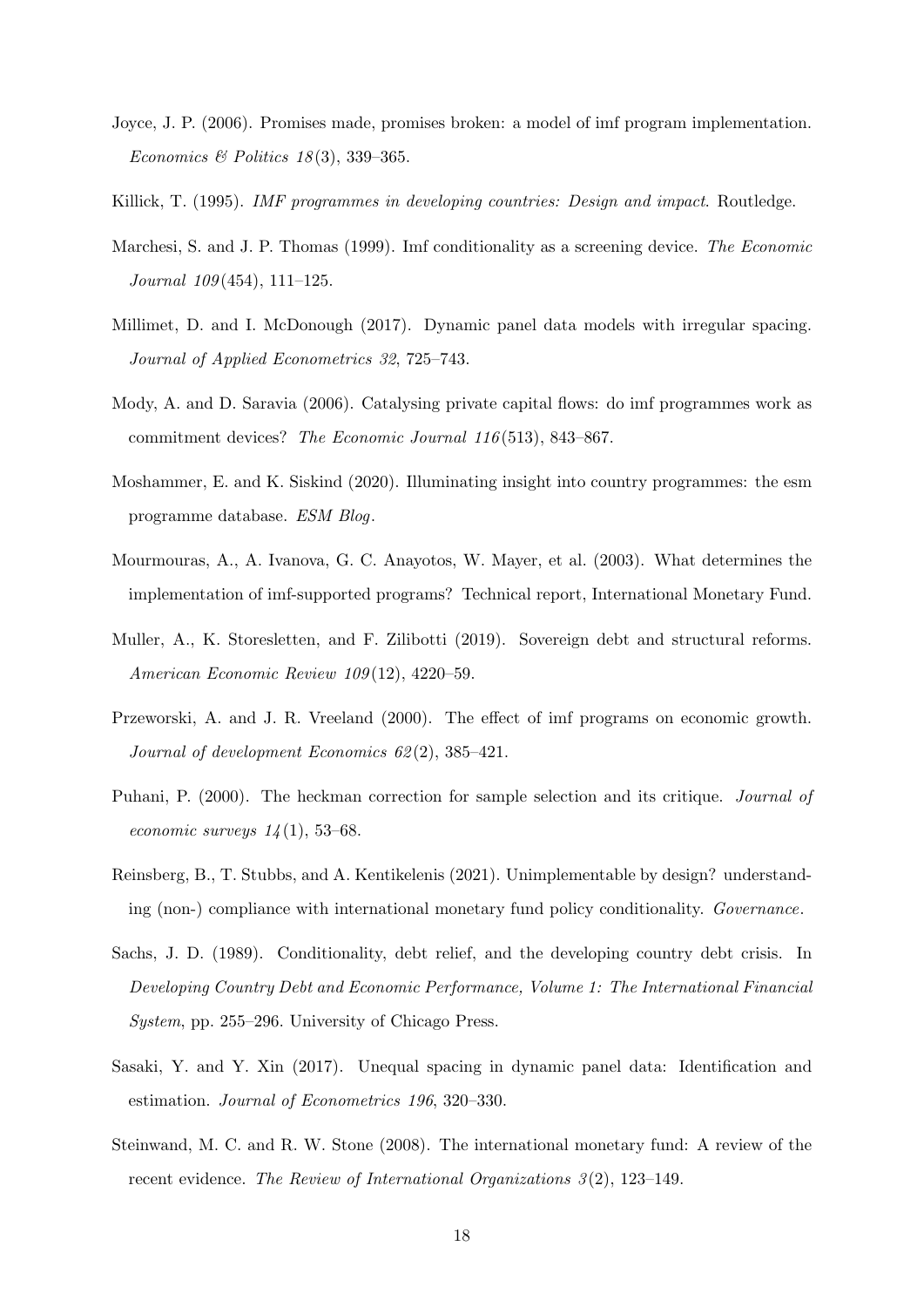Joyce, J. P. (2006). Promises made, promises broken: a model of imf program implementation. *Economics & Politics 18*(3), 339–365.

Killick, T. (1995). *IMF programmes in developing countries: Design and impact*. Routledge.

Marchesi, S. and J. P. Thomas (1999). Imf conditionality as a screening device. *The Economic Journal 109*(454), 111–125.

Millimet, D. and I. McDonough (2017). Dynamic panel data models with irregular spacing. *Journal of Applied Econometrics 32*, 725–743.

Mody, A. and D. Saravia (2006). Catalysing private capital flows: do imf programmes work as commitment devices? *The Economic Journal 116*(513), 843–867.

Moshammer, E. and K. Siskind (2020). Illuminating insight into country programmes: the esm programme database. *ESM Blog*.

Mourmouras, A., A. Ivanova, G. C. Anayotos, W. Mayer, et al. (2003). What determines the implementation of imf-supported programs? Technical report, International Monetary Fund.

Muller, A., K. Storesletten, and F. Zilibotti (2019). Sovereign debt and structural reforms. *American Economic Review 109*(12), 4220–59.

Przeworski, A. and J. R. Vreeland (2000). The effect of imf programs on economic growth. *Journal of development Economics 62*(2), 385–421.

Puhani, P. (2000). The heckman correction for sample selection and its critique. *Journal of economic surveys 14*(1), 53–68.

Reinsberg, B., T. Stubbs, and A. Kentikelenis (2021). Unimplementable by design? understanding (non-) compliance with international monetary fund policy conditionality. *Governance*.

Sachs, J. D. (1989). Conditionality, debt relief, and the developing country debt crisis. In *Developing Country Debt and Economic Performance, Volume 1: The International Financial System*, pp. 255–296. University of Chicago Press.

Sasaki, Y. and Y. Xin (2017). Unequal spacing in dynamic panel data: Identification and estimation. *Journal of Econometrics 196*, 320–330.

Steinwand, M. C. and R. W. Stone (2008). The international monetary fund: A review of the recent evidence. *The Review of International Organizations 3*(2), 123–149.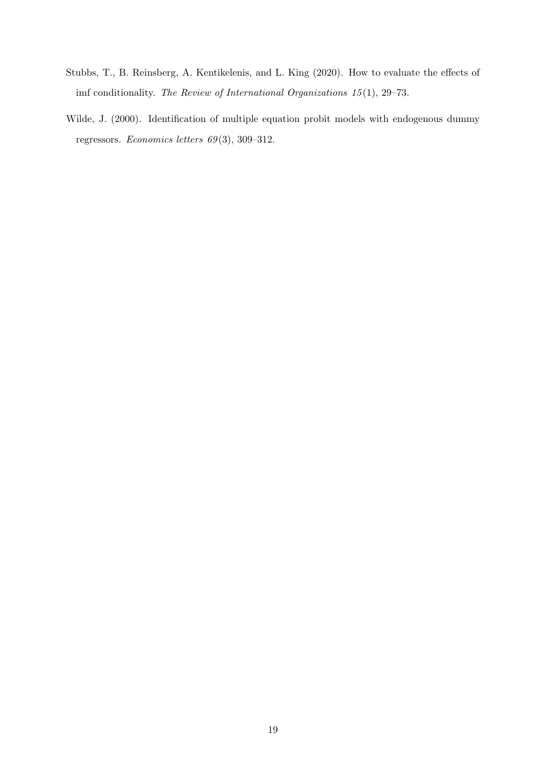Stubbs, T., B. Reinsberg, A. Kentikelenis, and L. King (2020). How to evaluate the effects of imf conditionality. *The Review of International Organizations 15*(1), 29–73.

Wilde, J. (2000). Identification of multiple equation probit models with endogenous dummy regressors. *Economics letters 69*(3), 309–312.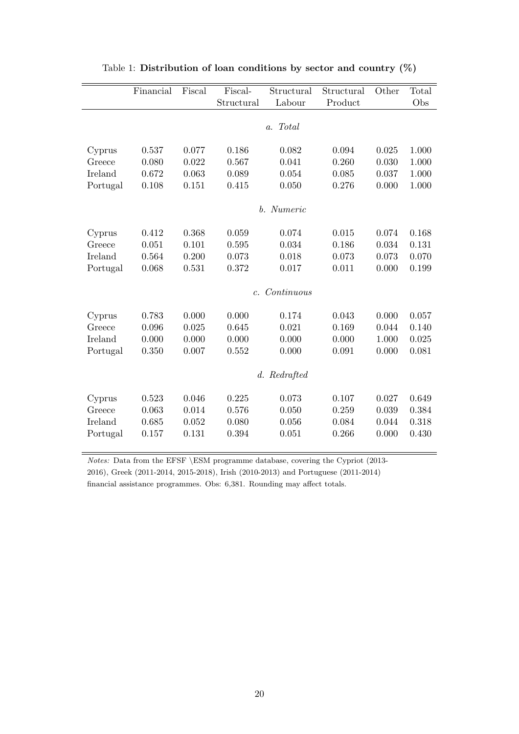Table 1: **Distribution of loan conditions by sector and country (%)**

| | Financial | Fiscal | Fiscal-Structural | Structural Labour | Structural Product | Other | Total Obs |
|---|---|---|---|---|---|---|---|
| | | | | *a. Total* | | | |
| Cyprus | 0.537 | 0.077 | 0.186 | 0.082 | 0.094 | 0.025 | 1.000 |
| Greece | 0.080 | 0.022 | 0.567 | 0.041 | 0.260 | 0.030 | 1.000 |
| Ireland | 0.672 | 0.063 | 0.089 | 0.054 | 0.085 | 0.037 | 1.000 |
| Portugal | 0.108 | 0.151 | 0.415 | 0.050 | 0.276 | 0.000 | 1.000 |
| | | | | *b. Numeric* | | | |
| Cyprus | 0.412 | 0.368 | 0.059 | 0.074 | 0.015 | 0.074 | 0.168 |
| Greece | 0.051 | 0.101 | 0.595 | 0.034 | 0.186 | 0.034 | 0.131 |
| Ireland | 0.564 | 0.200 | 0.073 | 0.018 | 0.073 | 0.073 | 0.070 |
| Portugal | 0.068 | 0.531 | 0.372 | 0.017 | 0.011 | 0.000 | 0.199 |
| | | | | *c. Continuous* | | | |
| Cyprus | 0.783 | 0.000 | 0.000 | 0.174 | 0.043 | 0.000 | 0.057 |
| Greece | 0.096 | 0.025 | 0.645 | 0.021 | 0.169 | 0.044 | 0.140 |
| Ireland | 0.000 | 0.000 | 0.000 | 0.000 | 0.000 | 1.000 | 0.025 |
| Portugal | 0.350 | 0.007 | 0.552 | 0.000 | 0.091 | 0.000 | 0.081 |
| | | | | *d. Redrafted* | | | |
| Cyprus | 0.523 | 0.046 | 0.225 | 0.073 | 0.107 | 0.027 | 0.649 |
| Greece | 0.063 | 0.014 | 0.576 | 0.050 | 0.259 | 0.039 | 0.384 |
| Ireland | 0.685 | 0.052 | 0.080 | 0.056 | 0.084 | 0.044 | 0.318 |
| Portugal | 0.157 | 0.131 | 0.394 | 0.051 | 0.266 | 0.000 | 0.430 |

*Notes:* Data from the EFSF \ESM programme database, covering the Cypriot (2013-2016), Greek (2011-2014, 2015-2018), Irish (2010-2013) and Portuguese (2011-2014) financial assistance programmes. Obs: 6,381. Rounding may affect totals.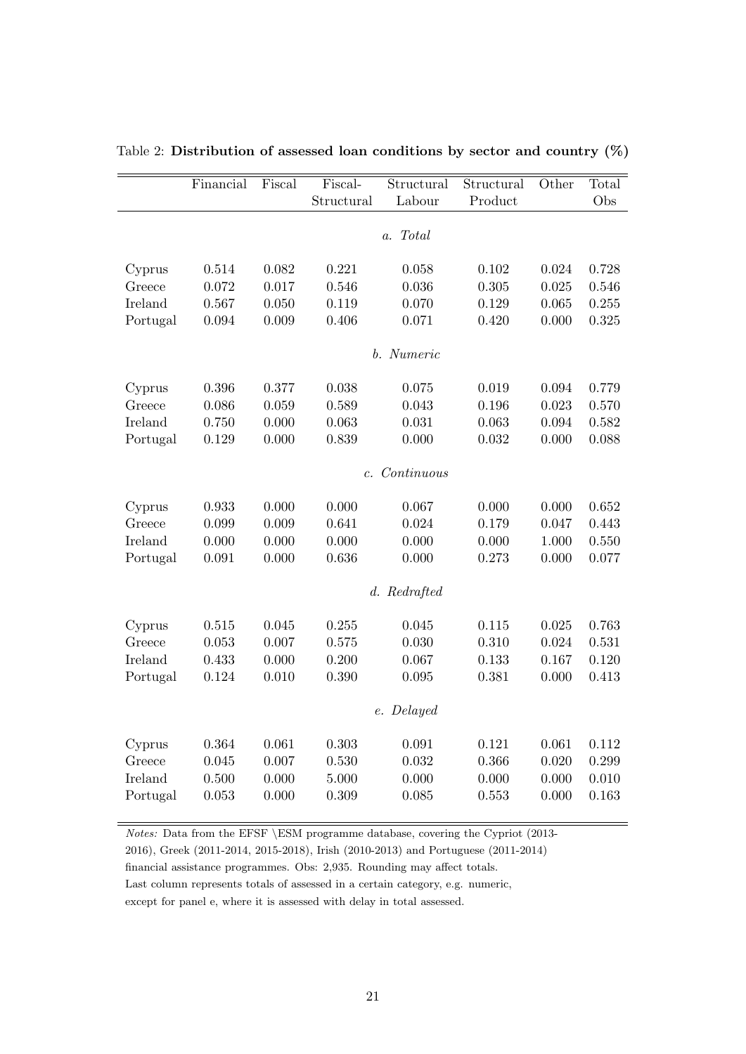Table 2: **Distribution of assessed loan conditions by sector and country (%)**

| | Financial | Fiscal | Fiscal-Structural | Structural Labour | Structural Product | Other | Total Obs |
|---|---|---|---|---|---|---|---|
| | | | | *a. Total* | | | |
| Cyprus | 0.514 | 0.082 | 0.221 | 0.058 | 0.102 | 0.024 | 0.728 |
| Greece | 0.072 | 0.017 | 0.546 | 0.036 | 0.305 | 0.025 | 0.546 |
| Ireland | 0.567 | 0.050 | 0.119 | 0.070 | 0.129 | 0.065 | 0.255 |
| Portugal | 0.094 | 0.009 | 0.406 | 0.071 | 0.420 | 0.000 | 0.325 |
| | | | | *b. Numeric* | | | |
| Cyprus | 0.396 | 0.377 | 0.038 | 0.075 | 0.019 | 0.094 | 0.779 |
| Greece | 0.086 | 0.059 | 0.589 | 0.043 | 0.196 | 0.023 | 0.570 |
| Ireland | 0.750 | 0.000 | 0.063 | 0.031 | 0.063 | 0.094 | 0.582 |
| Portugal | 0.129 | 0.000 | 0.839 | 0.000 | 0.032 | 0.000 | 0.088 |
| | | | | *c. Continuous* | | | |
| Cyprus | 0.933 | 0.000 | 0.000 | 0.067 | 0.000 | 0.000 | 0.652 |
| Greece | 0.099 | 0.009 | 0.641 | 0.024 | 0.179 | 0.047 | 0.443 |
| Ireland | 0.000 | 0.000 | 0.000 | 0.000 | 0.000 | 1.000 | 0.550 |
| Portugal | 0.091 | 0.000 | 0.636 | 0.000 | 0.273 | 0.000 | 0.077 |
| | | | | *d. Redrafted* | | | |
| Cyprus | 0.515 | 0.045 | 0.255 | 0.045 | 0.115 | 0.025 | 0.763 |
| Greece | 0.053 | 0.007 | 0.575 | 0.030 | 0.310 | 0.024 | 0.531 |
| Ireland | 0.433 | 0.000 | 0.200 | 0.067 | 0.133 | 0.167 | 0.120 |
| Portugal | 0.124 | 0.010 | 0.390 | 0.095 | 0.381 | 0.000 | 0.413 |
| | | | | *e. Delayed* | | | |
| Cyprus | 0.364 | 0.061 | 0.303 | 0.091 | 0.121 | 0.061 | 0.112 |
| Greece | 0.045 | 0.007 | 0.530 | 0.032 | 0.366 | 0.020 | 0.299 |
| Ireland | 0.500 | 0.000 | 5.000 | 0.000 | 0.000 | 0.000 | 0.010 |
| Portugal | 0.053 | 0.000 | 0.309 | 0.085 | 0.553 | 0.000 | 0.163 |

*Notes:* Data from the EFSF \ESM programme database, covering the Cypriot (2013-2016), Greek (2011-2014, 2015-2018), Irish (2010-2013) and Portuguese (2011-2014) financial assistance programmes. Obs: 2,935. Rounding may affect totals. Last column represents totals of assessed in a certain category, e.g. numeric, except for panel e, where it is assessed with delay in total assessed.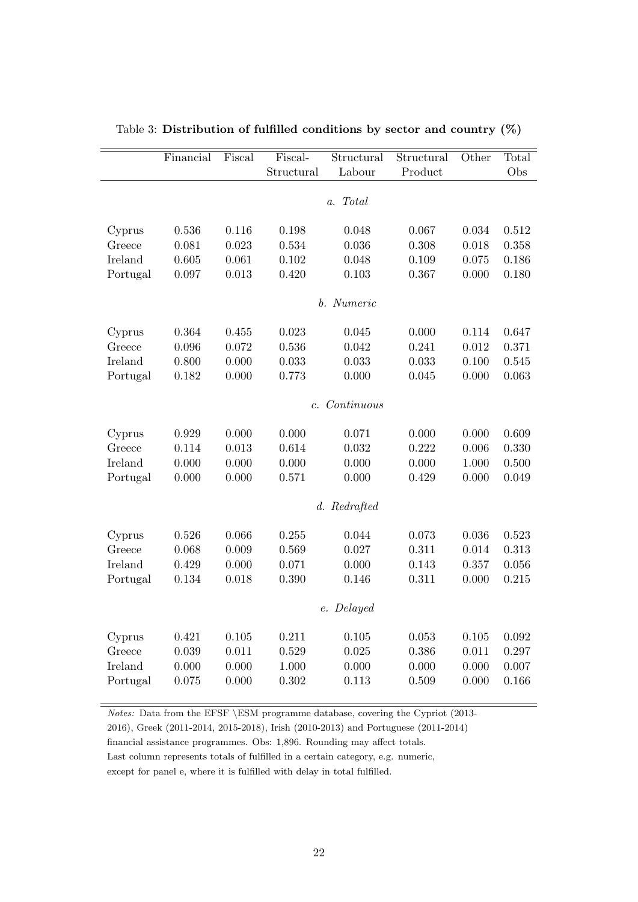Table 3: **Distribution of fulfilled conditions by sector and country (%)**

| | Financial | Fiscal | Fiscal-Structural | Structural Labour | Structural Product | Other | Total Obs |
|---|---|---|---|---|---|---|---|
| | | | | *a. Total* | | | |
| Cyprus | 0.536 | 0.116 | 0.198 | 0.048 | 0.067 | 0.034 | 0.512 |
| Greece | 0.081 | 0.023 | 0.534 | 0.036 | 0.308 | 0.018 | 0.358 |
| Ireland | 0.605 | 0.061 | 0.102 | 0.048 | 0.109 | 0.075 | 0.186 |
| Portugal | 0.097 | 0.013 | 0.420 | 0.103 | 0.367 | 0.000 | 0.180 |
| | | | | *b. Numeric* | | | |
| Cyprus | 0.364 | 0.455 | 0.023 | 0.045 | 0.000 | 0.114 | 0.647 |
| Greece | 0.096 | 0.072 | 0.536 | 0.042 | 0.241 | 0.012 | 0.371 |
| Ireland | 0.800 | 0.000 | 0.033 | 0.033 | 0.033 | 0.100 | 0.545 |
| Portugal | 0.182 | 0.000 | 0.773 | 0.000 | 0.045 | 0.000 | 0.063 |
| | | | | *c. Continuous* | | | |
| Cyprus | 0.929 | 0.000 | 0.000 | 0.071 | 0.000 | 0.000 | 0.609 |
| Greece | 0.114 | 0.013 | 0.614 | 0.032 | 0.222 | 0.006 | 0.330 |
| Ireland | 0.000 | 0.000 | 0.000 | 0.000 | 0.000 | 1.000 | 0.500 |
| Portugal | 0.000 | 0.000 | 0.571 | 0.000 | 0.429 | 0.000 | 0.049 |
| | | | | *d. Redrafted* | | | |
| Cyprus | 0.526 | 0.066 | 0.255 | 0.044 | 0.073 | 0.036 | 0.523 |
| Greece | 0.068 | 0.009 | 0.569 | 0.027 | 0.311 | 0.014 | 0.313 |
| Ireland | 0.429 | 0.000 | 0.071 | 0.000 | 0.143 | 0.357 | 0.056 |
| Portugal | 0.134 | 0.018 | 0.390 | 0.146 | 0.311 | 0.000 | 0.215 |
| | | | | *e. Delayed* | | | |
| Cyprus | 0.421 | 0.105 | 0.211 | 0.105 | 0.053 | 0.105 | 0.092 |
| Greece | 0.039 | 0.011 | 0.529 | 0.025 | 0.386 | 0.011 | 0.297 |
| Ireland | 0.000 | 0.000 | 1.000 | 0.000 | 0.000 | 0.000 | 0.007 |
| Portugal | 0.075 | 0.000 | 0.302 | 0.113 | 0.509 | 0.000 | 0.166 |

*Notes:* Data from the EFSF \ESM programme database, covering the Cypriot (2013-2016), Greek (2011-2014, 2015-2018), Irish (2010-2013) and Portuguese (2011-2014) financial assistance programmes. Obs: 1,896. Rounding may affect totals. Last column represents totals of fulfilled in a certain category, e.g. numeric, except for panel e, where it is fulfilled with delay in total fulfilled.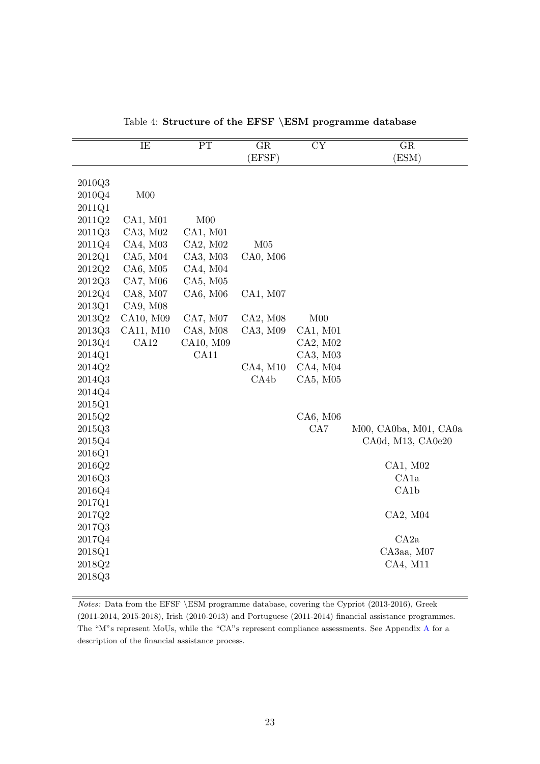Table 4: **Structure of the EFSF \ESM programme database**

| | IE | PT | GR (EFSF) | CY | GR (ESM) |
|---|---|---|---|---|---|
| 2010Q3 | | | | | |
| 2010Q4 | M00 | | | | |
| 2011Q1 | | | | | |
| 2011Q2 | CA1, M01 | M00 | | | |
| 2011Q3 | CA3, M02 | CA1, M01 | | | |
| 2011Q4 | CA4, M03 | CA2, M02 | M05 | | |
| 2012Q1 | CA5, M04 | CA3, M03 | CA0, M06 | | |
| 2012Q2 | CA6, M05 | CA4, M04 | | | |
| 2012Q3 | CA7, M06 | CA5, M05 | | | |
| 2012Q4 | CA8, M07 | CA6, M06 | CA1, M07 | | |
| 2013Q1 | CA9, M08 | | | | |
| 2013Q2 | CA10, M09 | CA7, M07 | CA2, M08 | M00 | |
| 2013Q3 | CA11, M10 | CA8, M08 | CA3, M09 | CA1, M01 | |
| 2013Q4 | CA12 | CA10, M09 | | CA2, M02 | |
| 2014Q1 | | CA11 | | CA3, M03 | |
| 2014Q2 | | | CA4, M10 | CA4, M04 | |
| 2014Q3 | | | CA4b | CA5, M05 | |
| 2014Q4 | | | | | |
| 2015Q1 | | | | | |
| 2015Q2 | | | | CA6, M06 | |
| 2015Q3 | | | | CA7 | M00, CA0ba, M01, CA0a |
| 2015Q4 | | | | | CA0d, M13, CA0e20 |
| 2016Q1 | | | | | |
| 2016Q2 | | | | | CA1, M02 |
| 2016Q3 | | | | | CA1a |
| 2016Q4 | | | | | CA1b |
| 2017Q1 | | | | | |
| 2017Q2 | | | | | CA2, M04 |
| 2017Q3 | | | | | |
| 2017Q4 | | | | | CA2a |
| 2018Q1 | | | | | CA3aa, M07 |
| 2018Q2 | | | | | CA4, M11 |
| 2018Q3 | | | | | |

*Notes:* Data from the EFSF \ESM programme database, covering the Cypriot (2013-2016), Greek (2011-2014, 2015-2018), Irish (2010-2013) and Portuguese (2011-2014) financial assistance programmes. The "M"s represent MoUs, while the "CA"s represent compliance assessments. See Appendix A for a description of the financial assistance process.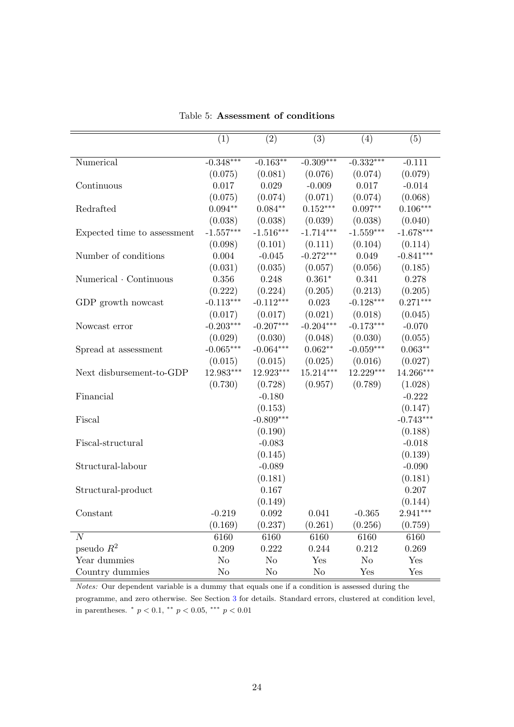Table 5: **Assessment of conditions**

| | (1) | (2) | (3) | (4) | (5) |
|---|---|---|---|---|---|
| Numerical | -0.348*** | -0.163** | -0.309*** | -0.332*** | -0.111 |
| | (0.075) | (0.081) | (0.076) | (0.074) | (0.079) |
| Continuous | 0.017 | 0.029 | -0.009 | 0.017 | -0.014 |
| | (0.075) | (0.074) | (0.071) | (0.074) | (0.068) |
| Redrafted | 0.094** | 0.084** | 0.152*** | 0.097** | 0.106*** |
| | (0.038) | (0.038) | (0.039) | (0.038) | (0.040) |
| Expected time to assessment | -1.557*** | -1.516*** | -1.714*** | -1.559*** | -1.678*** |
| | (0.098) | (0.101) | (0.111) | (0.104) | (0.114) |
| Number of conditions | 0.004 | -0.045 | -0.272*** | 0.049 | -0.841*** |
| | (0.031) | (0.035) | (0.057) | (0.056) | (0.185) |
| Numerical · Continuous | 0.356 | 0.248 | 0.361* | 0.341 | 0.278 |
| | (0.222) | (0.224) | (0.205) | (0.213) | (0.205) |
| GDP growth nowcast | -0.113*** | -0.112*** | 0.023 | -0.128*** | 0.271*** |
| | (0.017) | (0.017) | (0.021) | (0.018) | (0.045) |
| Nowcast error | -0.203*** | -0.207*** | -0.204*** | -0.173*** | -0.070 |
| | (0.029) | (0.030) | (0.048) | (0.030) | (0.055) |
| Spread at assessment | -0.065*** | -0.064*** | 0.062** | -0.059*** | 0.063** |
| | (0.015) | (0.015) | (0.025) | (0.016) | (0.027) |
| Next disbursement-to-GDP | 12.983*** | 12.923*** | 15.214*** | 12.229*** | 14.266*** |
| | (0.730) | (0.728) | (0.957) | (0.789) | (1.028) |
| Financial | | -0.180 | | | -0.222 |
| | | (0.153) | | | (0.147) |
| Fiscal | | -0.809*** | | | -0.743*** |
| | | (0.190) | | | (0.188) |
| Fiscal-structural | | -0.083 | | | -0.018 |
| | | (0.145) | | | (0.139) |
| Structural-labour | | -0.089 | | | -0.090 |
| | | (0.181) | | | (0.181) |
| Structural-product | | 0.167 | | | 0.207 |
| | | (0.149) | | | (0.144) |
| Constant | -0.219 | 0.092 | 0.041 | -0.365 | 2.941*** |
| | (0.169) | (0.237) | (0.261) | (0.256) | (0.759) |
| $N$ | 6160 | 6160 | 6160 | 6160 | 6160 |
| pseudo $R^2$ | 0.209 | 0.222 | 0.244 | 0.212 | 0.269 |
| Year dummies | No | No | Yes | No | Yes |
| Country dummies | No | No | No | Yes | Yes |

*Notes:* Our dependent variable is a dummy that equals one if a condition is assessed during the programme, and zero otherwise. See Section 3 for details. Standard errors, clustered at condition level, in parentheses. * $p < 0.1$, ** $p < 0.05$, *** $p < 0.01$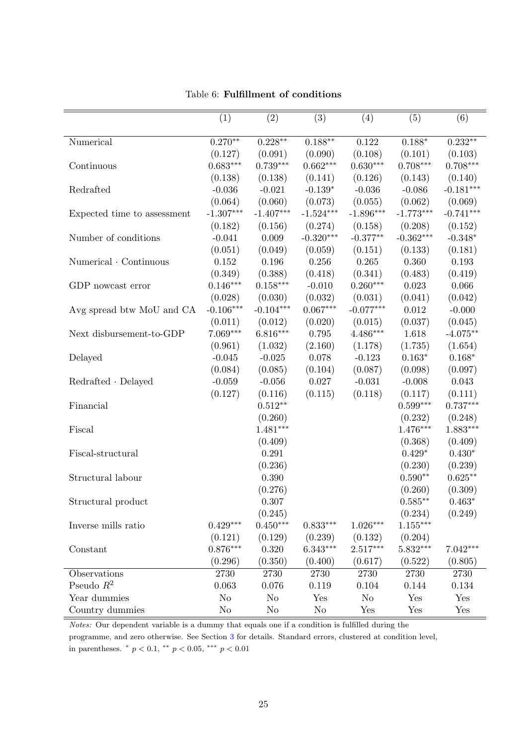Table 6: **Fulfillment of conditions**

| | (1) | (2) | (3) | (4) | (5) | (6) |
|---|---|---|---|---|---|---|
| Numerical | 0.270** | 0.228** | 0.188** | 0.122 | 0.188* | 0.232** |
| | (0.127) | (0.091) | (0.090) | (0.108) | (0.101) | (0.103) |
| Continuous | 0.683*** | 0.739*** | 0.662*** | 0.630*** | 0.708*** | 0.708*** |
| | (0.138) | (0.138) | (0.141) | (0.126) | (0.143) | (0.140) |
| Redrafted | -0.036 | -0.021 | -0.139* | -0.036 | -0.086 | -0.181*** |
| | (0.064) | (0.060) | (0.073) | (0.055) | (0.062) | (0.069) |
| Expected time to assessment | -1.307*** | -1.407*** | -1.524*** | -1.896*** | -1.773*** | -0.741*** |
| | (0.182) | (0.156) | (0.274) | (0.158) | (0.208) | (0.152) |
| Number of conditions | -0.041 | 0.009 | -0.320*** | -0.377** | -0.362*** | -0.348* |
| | (0.051) | (0.049) | (0.059) | (0.151) | (0.133) | (0.181) |
| Numerical · Continuous | 0.152 | 0.196 | 0.256 | 0.265 | 0.360 | 0.193 |
| | (0.349) | (0.388) | (0.418) | (0.341) | (0.483) | (0.419) |
| GDP nowcast error | 0.146*** | 0.158*** | -0.010 | 0.260*** | 0.023 | 0.066 |
| | (0.028) | (0.030) | (0.032) | (0.031) | (0.041) | (0.042) |
| Avg spread btw MoU and CA | -0.106*** | -0.104*** | 0.067*** | -0.077*** | 0.012 | -0.000 |
| | (0.011) | (0.012) | (0.020) | (0.015) | (0.037) | (0.045) |
| Next disbursement-to-GDP | 7.069*** | 6.816*** | 0.795 | 4.486*** | 1.618 | -4.075** |
| | (0.961) | (1.032) | (2.160) | (1.178) | (1.735) | (1.654) |
| Delayed | -0.045 | -0.025 | 0.078 | -0.123 | 0.163* | 0.168* |
| | (0.084) | (0.085) | (0.104) | (0.087) | (0.098) | (0.097) |
| Redrafted · Delayed | -0.059 | -0.056 | 0.027 | -0.031 | -0.008 | 0.043 |
| | (0.127) | (0.116) | (0.115) | (0.118) | (0.117) | (0.111) |
| Financial | | 0.512** | | | 0.599*** | 0.737*** |
| | | (0.260) | | | (0.232) | (0.248) |
| Fiscal | | 1.481*** | | | 1.476*** | 1.883*** |
| | | (0.409) | | | (0.368) | (0.409) |
| Fiscal-structural | | 0.291 | | | 0.429* | 0.430* |
| | | (0.236) | | | (0.230) | (0.239) |
| Structural labour | | 0.390 | | | 0.590** | 0.625** |
| | | (0.276) | | | (0.260) | (0.309) |
| Structural product | | 0.307 | | | 0.585** | 0.463* |
| | | (0.245) | | | (0.234) | (0.249) |
| Inverse mills ratio | 0.429*** | 0.450*** | 0.833*** | 1.026*** | 1.155*** | |
| | (0.121) | (0.129) | (0.239) | (0.132) | (0.204) | |
| Constant | 0.876*** | 0.320 | 6.343*** | 2.517*** | 5.832*** | 7.042*** |
| | (0.296) | (0.350) | (0.400) | (0.617) | (0.522) | (0.805) |
| Observations | 2730 | 2730 | 2730 | 2730 | 2730 | 2730 |
| Pseudo $R^2$ | 0.063 | 0.076 | 0.119 | 0.104 | 0.144 | 0.134 |
| Year dummies | No | No | Yes | No | Yes | Yes |
| Country dummies | No | No | No | Yes | Yes | Yes |

*Notes:* Our dependent variable is a dummy that equals one if a condition is fulfilled during the programme, and zero otherwise. See Section 3 for details. Standard errors, clustered at condition level, in parentheses. * $p < 0.1$, ** $p < 0.05$, *** $p < 0.01$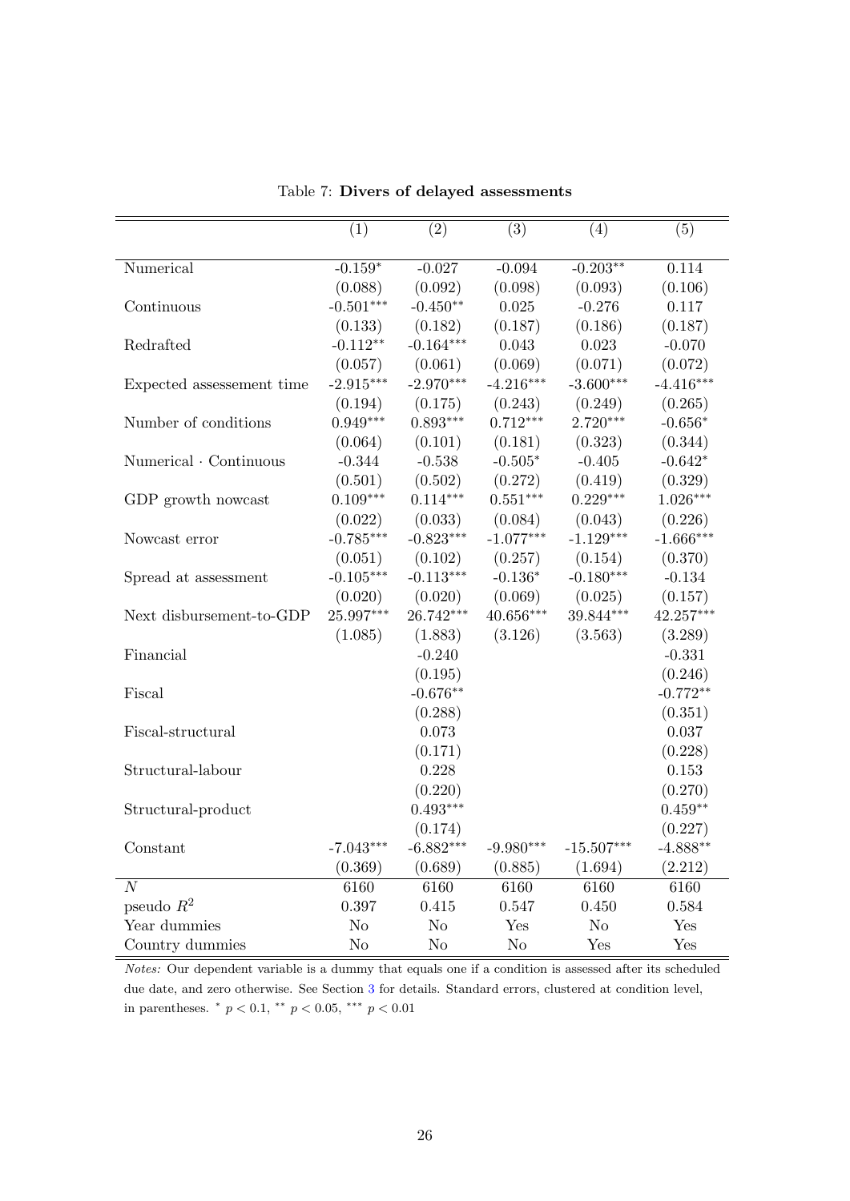Table 7: **Divers of delayed assessments**

| | (1) | (2) | (3) | (4) | (5) |
|---|---|---|---|---|---|
| Numerical | -0.159* | -0.027 | -0.094 | -0.203** | 0.114 |
| | (0.088) | (0.092) | (0.098) | (0.093) | (0.106) |
| Continuous | -0.501*** | -0.450** | 0.025 | -0.276 | 0.117 |
| | (0.133) | (0.182) | (0.187) | (0.186) | (0.187) |
| Redrafted | -0.112** | -0.164*** | 0.043 | 0.023 | -0.070 |
| | (0.057) | (0.061) | (0.069) | (0.071) | (0.072) |
| Expected assessement time | -2.915*** | -2.970*** | -4.216*** | -3.600*** | -4.416*** |
| | (0.194) | (0.175) | (0.243) | (0.249) | (0.265) |
| Number of conditions | 0.949*** | 0.893*** | 0.712*** | 2.720*** | -0.656* |
| | (0.064) | (0.101) | (0.181) | (0.323) | (0.344) |
| Numerical · Continuous | -0.344 | -0.538 | -0.505* | -0.405 | -0.642* |
| | (0.501) | (0.502) | (0.272) | (0.419) | (0.329) |
| GDP growth nowcast | 0.109*** | 0.114*** | 0.551*** | 0.229*** | 1.026*** |
| | (0.022) | (0.033) | (0.084) | (0.043) | (0.226) |
| Nowcast error | -0.785*** | -0.823*** | -1.077*** | -1.129*** | -1.666*** |
| | (0.051) | (0.102) | (0.257) | (0.154) | (0.370) |
| Spread at assessment | -0.105*** | -0.113*** | -0.136* | -0.180*** | -0.134 |
| | (0.020) | (0.020) | (0.069) | (0.025) | (0.157) |
| Next disbursement-to-GDP | 25.997*** | 26.742*** | 40.656*** | 39.844*** | 42.257*** |
| | (1.085) | (1.883) | (3.126) | (3.563) | (3.289) |
| Financial | | -0.240 | | | -0.331 |
| | | (0.195) | | | (0.246) |
| Fiscal | | -0.676** | | | -0.772** |
| | | (0.288) | | | (0.351) |
| Fiscal-structural | | 0.073 | | | 0.037 |
| | | (0.171) | | | (0.228) |
| Structural-labour | | 0.228 | | | 0.153 |
| | | (0.220) | | | (0.270) |
| Structural-product | | 0.493*** | | | 0.459** |
| | | (0.174) | | | (0.227) |
| Constant | -7.043*** | -6.882*** | -9.980*** | -15.507*** | -4.888** |
| | (0.369) | (0.689) | (0.885) | (1.694) | (2.212) |
| $N$ | 6160 | 6160 | 6160 | 6160 | 6160 |
| pseudo $R^2$ | 0.397 | 0.415 | 0.547 | 0.450 | 0.584 |
| Year dummies | No | No | Yes | No | Yes |
| Country dummies | No | No | No | Yes | Yes |

*Notes:* Our dependent variable is a dummy that equals one if a condition is assessed after its scheduled due date, and zero otherwise. See Section 3 for details. Standard errors, clustered at condition level, in parentheses. * $p < 0.1$, ** $p < 0.05$, *** $p < 0.01$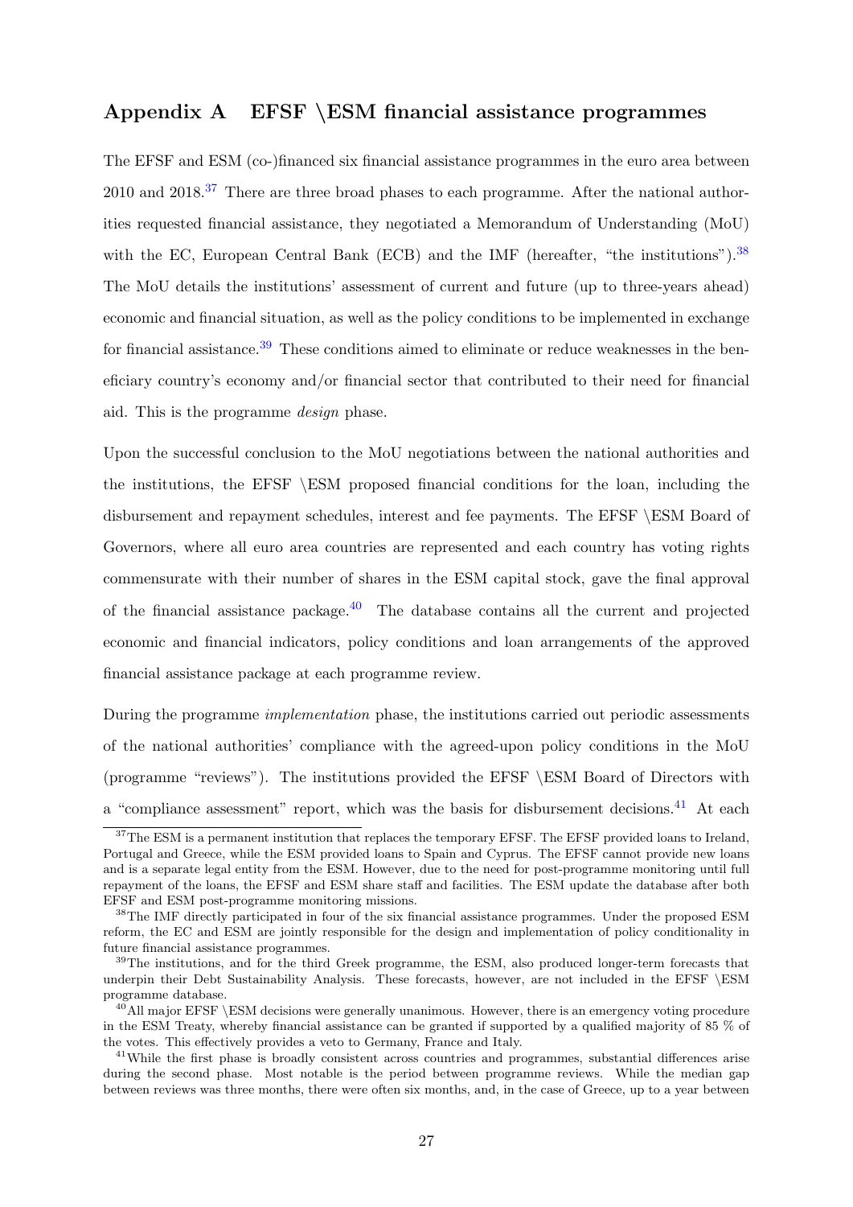# Appendix A EFSF \ESM financial assistance programmes

The EFSF and ESM (co-)financed six financial assistance programmes in the euro area between 2010 and 2018.[37] There are three broad phases to each programme. After the national authorities requested financial assistance, they negotiated a Memorandum of Understanding (MoU) with the EC, European Central Bank (ECB) and the IMF (hereafter, "the institutions").[38] The MoU details the institutions' assessment of current and future (up to three-years ahead) economic and financial situation, as well as the policy conditions to be implemented in exchange for financial assistance.[39] These conditions aimed to eliminate or reduce weaknesses in the beneficiary country's economy and/or financial sector that contributed to their need for financial aid. This is the programme *design* phase.

Upon the successful conclusion to the MoU negotiations between the national authorities and the institutions, the EFSF \ESM proposed financial conditions for the loan, including the disbursement and repayment schedules, interest and fee payments. The EFSF \ESM Board of Governors, where all euro area countries are represented and each country has voting rights commensurate with their number of shares in the ESM capital stock, gave the final approval of the financial assistance package.[40] The database contains all the current and projected economic and financial indicators, policy conditions and loan arrangements of the approved financial assistance package at each programme review.

During the programme *implementation* phase, the institutions carried out periodic assessments of the national authorities' compliance with the agreed-upon policy conditions in the MoU (programme "reviews"). The institutions provided the EFSF \ESM Board of Directors with a "compliance assessment" report, which was the basis for disbursement decisions.[41] At each

---

[37] The ESM is a permanent institution that replaces the temporary EFSF. The EFSF provided loans to Ireland, Portugal and Greece, while the ESM provided loans to Spain and Cyprus. The EFSF cannot provide new loans and is a separate legal entity from the ESM. However, due to the need for post-programme monitoring until full repayment of the loans, the EFSF and ESM share staff and facilities. The ESM update the database after both EFSF and ESM post-programme monitoring missions.

[38] The IMF directly participated in four of the six financial assistance programmes. Under the proposed ESM reform, the EC and ESM are jointly responsible for the design and implementation of policy conditionality in future financial assistance programmes.

[39] The institutions, and for the third Greek programme, the ESM, also produced longer-term forecasts that underpin their Debt Sustainability Analysis. These forecasts, however, are not included in the EFSF \ESM programme database.

[40] All major EFSF \ESM decisions were generally unanimous. However, there is an emergency voting procedure in the ESM Treaty, whereby financial assistance can be granted if supported by a qualified majority of 85 % of the votes. This effectively provides a veto to Germany, France and Italy.

[41] While the first phase is broadly consistent across countries and programmes, substantial differences arise during the second phase. Most notable is the period between programme reviews. While the median gap between reviews was three months, there were often six months, and, in the case of Greece, up to a year between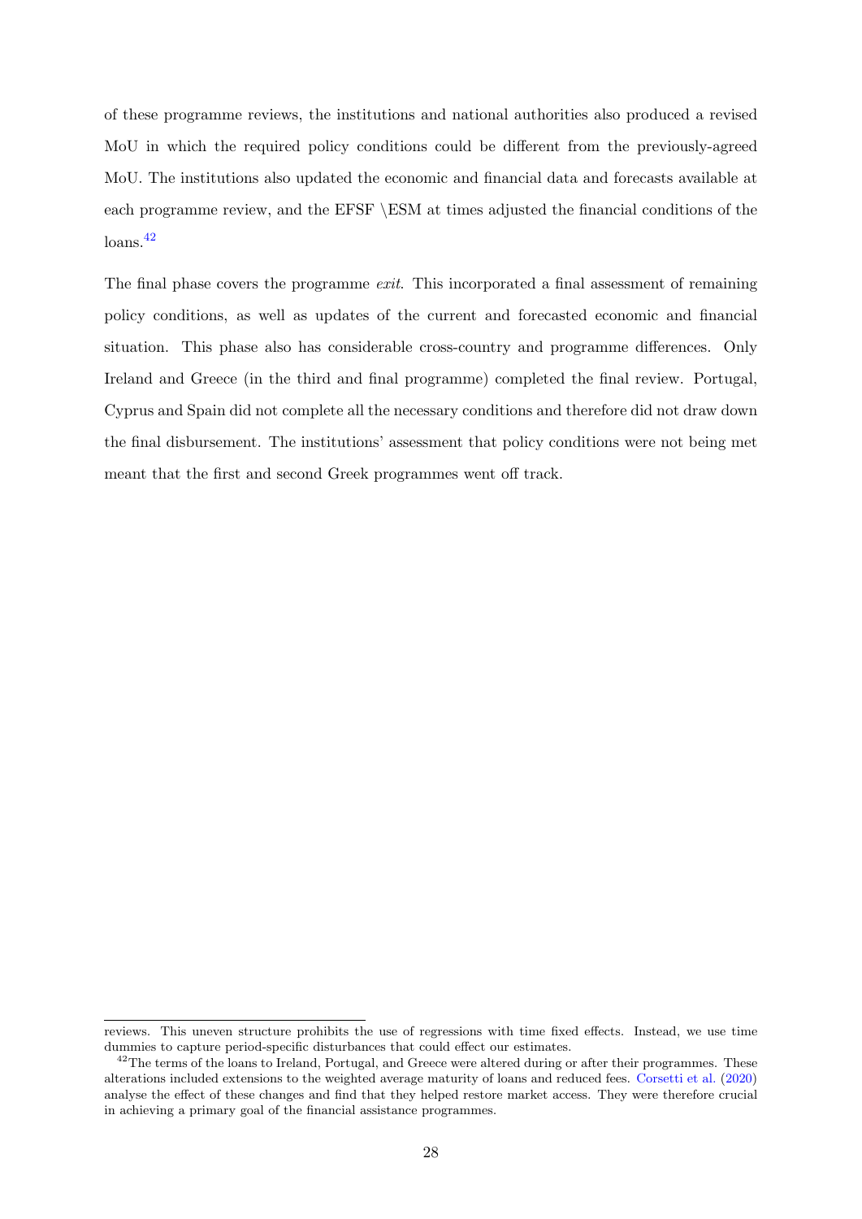of these programme reviews, the institutions and national authorities also produced a revised MoU in which the required policy conditions could be different from the previously-agreed MoU. The institutions also updated the economic and financial data and forecasts available at each programme review, and the EFSF \ESM at times adjusted the financial conditions of the loans.[42]

The final phase covers the programme *exit*. This incorporated a final assessment of remaining policy conditions, as well as updates of the current and forecasted economic and financial situation. This phase also has considerable cross-country and programme differences. Only Ireland and Greece (in the third and final programme) completed the final review. Portugal, Cyprus and Spain did not complete all the necessary conditions and therefore did not draw down the final disbursement. The institutions' assessment that policy conditions were not being met meant that the first and second Greek programmes went off track.

---

reviews. This uneven structure prohibits the use of regressions with time fixed effects. Instead, we use time dummies to capture period-specific disturbances that could effect our estimates.

[42] The terms of the loans to Ireland, Portugal, and Greece were altered during or after their programmes. These alterations included extensions to the weighted average maturity of loans and reduced fees. Corsetti et al. (2020) analyse the effect of these changes and find that they helped restore market access. They were therefore crucial in achieving a primary goal of the financial assistance programmes.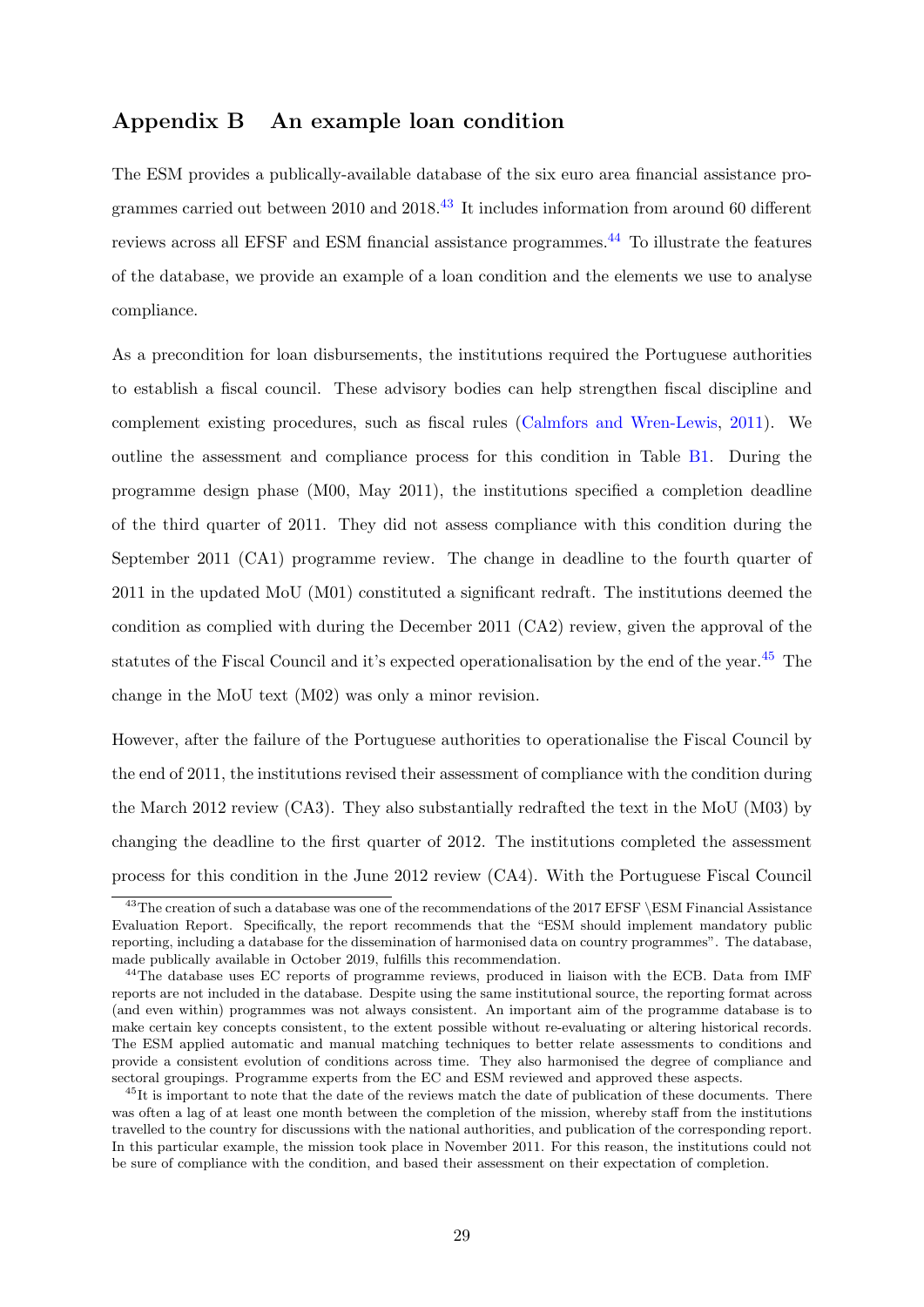## Appendix B An example loan condition

The ESM provides a publically-available database of the six euro area financial assistance programmes carried out between 2010 and 2018.[43] It includes information from around 60 different reviews across all EFSF and ESM financial assistance programmes.[44] To illustrate the features of the database, we provide an example of a loan condition and the elements we use to analyse compliance.

As a precondition for loan disbursements, the institutions required the Portuguese authorities to establish a fiscal council. These advisory bodies can help strengthen fiscal discipline and complement existing procedures, such as fiscal rules (Calmfors and Wren-Lewis, 2011). We outline the assessment and compliance process for this condition in Table B1. During the programme design phase (M00, May 2011), the institutions specified a completion deadline of the third quarter of 2011. They did not assess compliance with this condition during the September 2011 (CA1) programme review. The change in deadline to the fourth quarter of 2011 in the updated MoU (M01) constituted a significant redraft. The institutions deemed the condition as complied with during the December 2011 (CA2) review, given the approval of the statutes of the Fiscal Council and it's expected operationalisation by the end of the year.[45] The change in the MoU text (M02) was only a minor revision.

However, after the failure of the Portuguese authorities to operationalise the Fiscal Council by the end of 2011, the institutions revised their assessment of compliance with the condition during the March 2012 review (CA3). They also substantially redrafted the text in the MoU (M03) by changing the deadline to the first quarter of 2012. The institutions completed the assessment process for this condition in the June 2012 review (CA4). With the Portuguese Fiscal Council

[43] The creation of such a database was one of the recommendations of the 2017 EFSF \ESM Financial Assistance Evaluation Report. Specifically, the report recommends that the "ESM should implement mandatory public reporting, including a database for the dissemination of harmonised data on country programmes". The database, made publically available in October 2019, fulfills this recommendation.

[44] The database uses EC reports of programme reviews, produced in liaison with the ECB. Data from IMF reports are not included in the database. Despite using the same institutional source, the reporting format across (and even within) programmes was not always consistent. An important aim of the programme database is to make certain key concepts consistent, to the extent possible without re-evaluating or altering historical records. The ESM applied automatic and manual matching techniques to better relate assessments to conditions and provide a consistent evolution of conditions across time. They also harmonised the degree of compliance and sectoral groupings. Programme experts from the EC and ESM reviewed and approved these aspects.

[45] It is important to note that the date of the reviews match the date of publication of these documents. There was often a lag of at least one month between the completion of the mission, whereby staff from the institutions travelled to the country for discussions with the national authorities, and publication of the corresponding report. In this particular example, the mission took place in November 2011. For this reason, the institutions could not be sure of compliance with the condition, and based their assessment on their expectation of completion.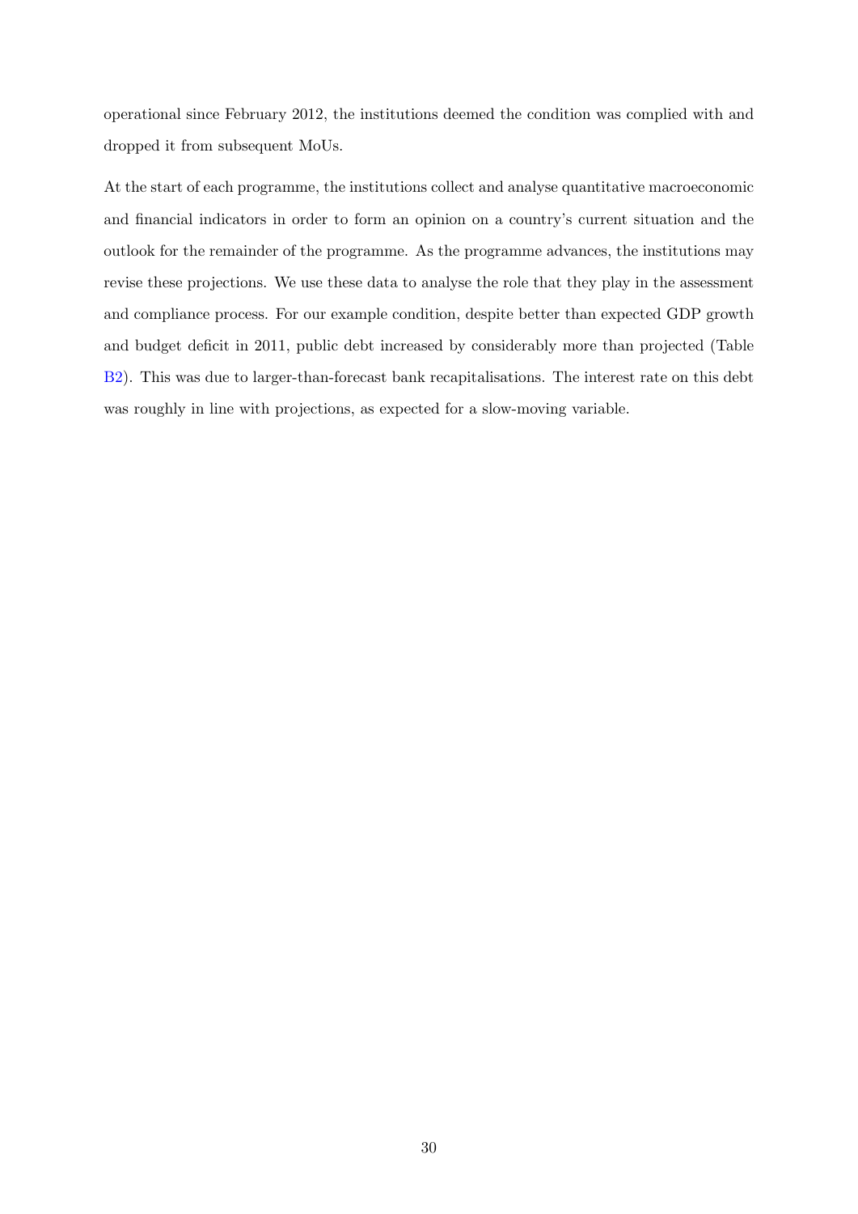operational since February 2012, the institutions deemed the condition was complied with and dropped it from subsequent MoUs.

At the start of each programme, the institutions collect and analyse quantitative macroeconomic and financial indicators in order to form an opinion on a country's current situation and the outlook for the remainder of the programme. As the programme advances, the institutions may revise these projections. We use these data to analyse the role that they play in the assessment and compliance process. For our example condition, despite better than expected GDP growth and budget deficit in 2011, public debt increased by considerably more than projected (Table B2). This was due to larger-than-forecast bank recapitalisations. The interest rate on this debt was roughly in line with projections, as expected for a slow-moving variable.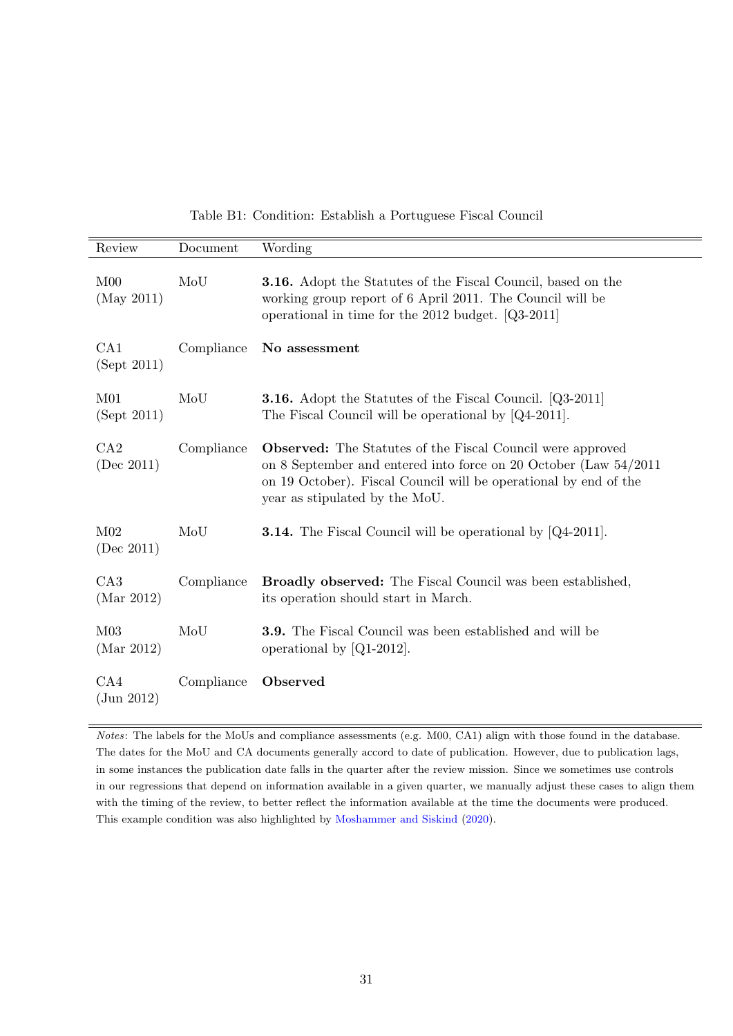Table B1: Condition: Establish a Portuguese Fiscal Council

| Review | Document | Wording |
|---|---|---|
| M00 (May 2011) | MoU | **3.16.** Adopt the Statutes of the Fiscal Council, based on the working group report of 6 April 2011. The Council will be operational in time for the 2012 budget. [Q3-2011] |
| CA1 (Sept 2011) | Compliance | **No assessment** |
| M01 (Sept 2011) | MoU | **3.16.** Adopt the Statutes of the Fiscal Council. [Q3-2011] The Fiscal Council will be operational by [Q4-2011]. |
| CA2 (Dec 2011) | Compliance | **Observed:** The Statutes of the Fiscal Council were approved on 8 September and entered into force on 20 October (Law 54/2011 on 19 October). Fiscal Council will be operational by end of the year as stipulated by the MoU. |
| M02 (Dec 2011) | MoU | **3.14.** The Fiscal Council will be operational by [Q4-2011]. |
| CA3 (Mar 2012) | Compliance | **Broadly observed:** The Fiscal Council was been established, its operation should start in March. |
| M03 (Mar 2012) | MoU | **3.9.** The Fiscal Council was been established and will be operational by [Q1-2012]. |
| CA4 (Jun 2012) | Compliance | **Observed** |

*Notes*: The labels for the MoUs and compliance assessments (e.g. M00, CA1) align with those found in the database. The dates for the MoU and CA documents generally accord to date of publication. However, due to publication lags, in some instances the publication date falls in the quarter after the review mission. Since we sometimes use controls in our regressions that depend on information available in a given quarter, we manually adjust these cases to align them with the timing of the review, to better reflect the information available at the time the documents were produced. This example condition was also highlighted by Moshammer and Siskind (2020).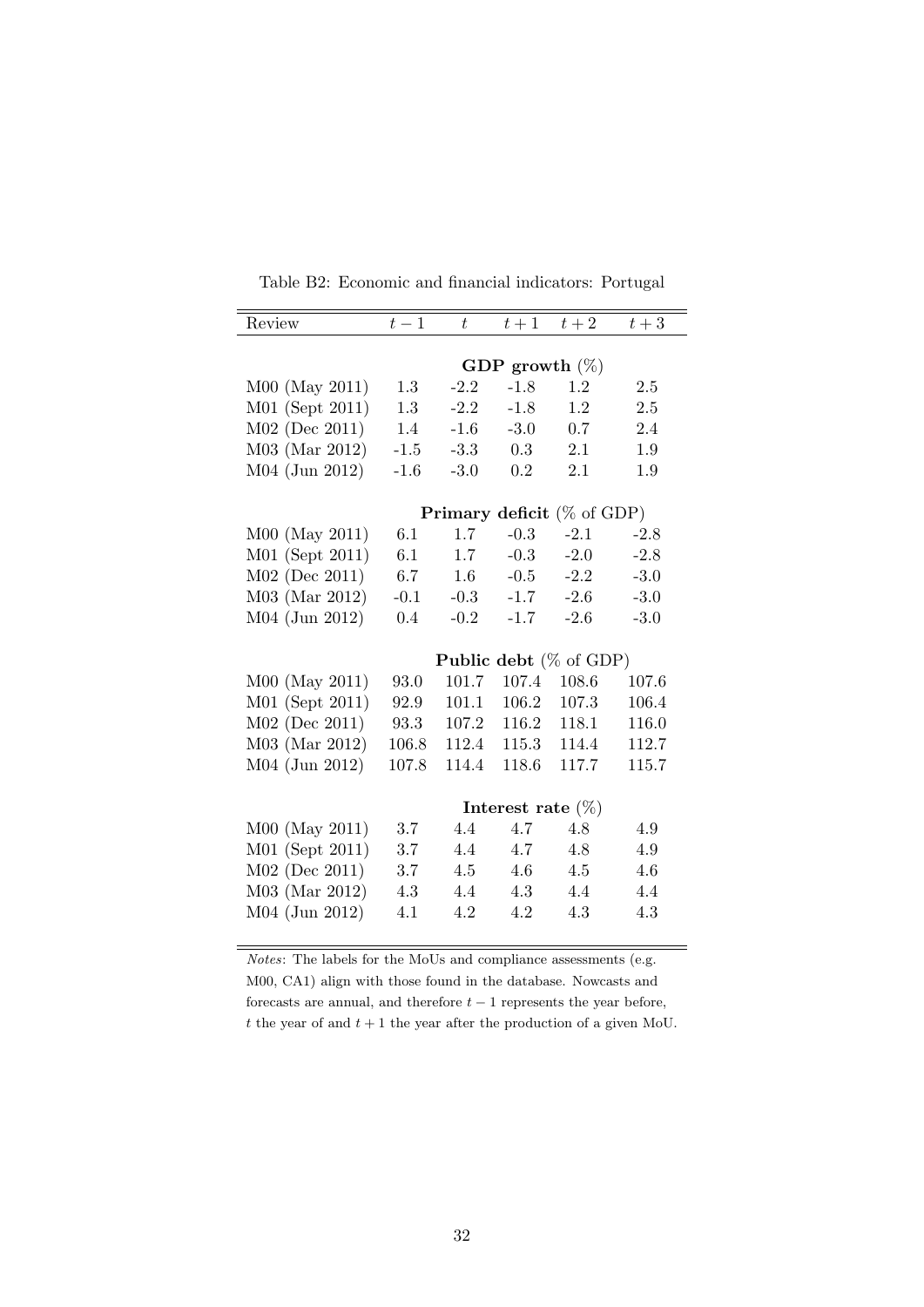Table B2: Economic and financial indicators: Portugal

| Review | $t-1$ | $t$ | $t+1$ | $t+2$ | $t+3$ |
|---|---|---|---|---|---|
| | **GDP growth** (%) | | | | |
| M00 (May 2011) | 1.3 | -2.2 | -1.8 | 1.2 | 2.5 |
| M01 (Sept 2011) | 1.3 | -2.2 | -1.8 | 1.2 | 2.5 |
| M02 (Dec 2011) | 1.4 | -1.6 | -3.0 | 0.7 | 2.4 |
| M03 (Mar 2012) | -1.5 | -3.3 | 0.3 | 2.1 | 1.9 |
| M04 (Jun 2012) | -1.6 | -3.0 | 0.2 | 2.1 | 1.9 |
| | **Primary deficit** (% of GDP) | | | | |
| M00 (May 2011) | 6.1 | 1.7 | -0.3 | -2.1 | -2.8 |
| M01 (Sept 2011) | 6.1 | 1.7 | -0.3 | -2.0 | -2.8 |
| M02 (Dec 2011) | 6.7 | 1.6 | -0.5 | -2.2 | -3.0 |
| M03 (Mar 2012) | -0.1 | -0.3 | -1.7 | -2.6 | -3.0 |
| M04 (Jun 2012) | 0.4 | -0.2 | -1.7 | -2.6 | -3.0 |
| | **Public debt** (% of GDP) | | | | |
| M00 (May 2011) | 93.0 | 101.7 | 107.4 | 108.6 | 107.6 |
| M01 (Sept 2011) | 92.9 | 101.1 | 106.2 | 107.3 | 106.4 |
| M02 (Dec 2011) | 93.3 | 107.2 | 116.2 | 118.1 | 116.0 |
| M03 (Mar 2012) | 106.8 | 112.4 | 115.3 | 114.4 | 112.7 |
| M04 (Jun 2012) | 107.8 | 114.4 | 118.6 | 117.7 | 115.7 |
| | **Interest rate** (%) | | | | |
| M00 (May 2011) | 3.7 | 4.4 | 4.7 | 4.8 | 4.9 |
| M01 (Sept 2011) | 3.7 | 4.4 | 4.7 | 4.8 | 4.9 |
| M02 (Dec 2011) | 3.7 | 4.5 | 4.6 | 4.5 | 4.6 |
| M03 (Mar 2012) | 4.3 | 4.4 | 4.3 | 4.4 | 4.4 |
| M04 (Jun 2012) | 4.1 | 4.2 | 4.2 | 4.3 | 4.3 |

*Notes*: The labels for the MoUs and compliance assessments (e.g. M00, CA1) align with those found in the database. Nowcasts and forecasts are annual, and therefore $t-1$ represents the year before, $t$ the year of and $t+1$ the year after the production of a given MoU.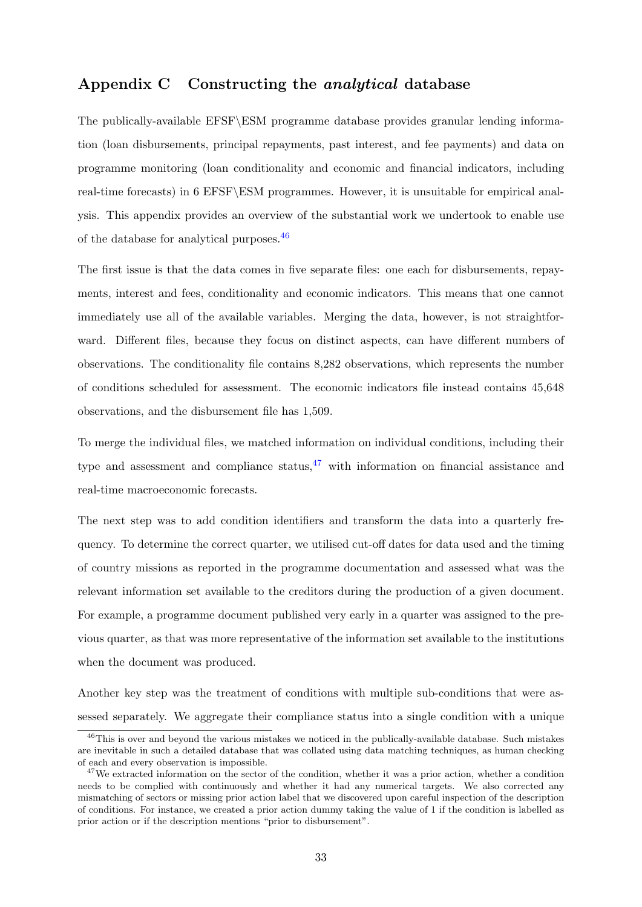## Appendix C Constructing the *analytical* database

The publically-available EFSF\ESM programme database provides granular lending information (loan disbursements, principal repayments, past interest, and fee payments) and data on programme monitoring (loan conditionality and economic and financial indicators, including real-time forecasts) in 6 EFSF\ESM programmes. However, it is unsuitable for empirical analysis. This appendix provides an overview of the substantial work we undertook to enable use of the database for analytical purposes.[46]

The first issue is that the data comes in five separate files: one each for disbursements, repayments, interest and fees, conditionality and economic indicators. This means that one cannot immediately use all of the available variables. Merging the data, however, is not straightforward. Different files, because they focus on distinct aspects, can have different numbers of observations. The conditionality file contains 8,282 observations, which represents the number of conditions scheduled for assessment. The economic indicators file instead contains 45,648 observations, and the disbursement file has 1,509.

To merge the individual files, we matched information on individual conditions, including their type and assessment and compliance status,[47] with information on financial assistance and real-time macroeconomic forecasts.

The next step was to add condition identifiers and transform the data into a quarterly frequency. To determine the correct quarter, we utilised cut-off dates for data used and the timing of country missions as reported in the programme documentation and assessed what was the relevant information set available to the creditors during the production of a given document. For example, a programme document published very early in a quarter was assigned to the previous quarter, as that was more representative of the information set available to the institutions when the document was produced.

Another key step was the treatment of conditions with multiple sub-conditions that were assessed separately. We aggregate their compliance status into a single condition with a unique

[46] This is over and beyond the various mistakes we noticed in the publically-available database. Such mistakes are inevitable in such a detailed database that was collated using data matching techniques, as human checking of each and every observation is impossible.

[47] We extracted information on the sector of the condition, whether it was a prior action, whether a condition needs to be complied with continuously and whether it had any numerical targets. We also corrected any mismatching of sectors or missing prior action label that we discovered upon careful inspection of the description of conditions. For instance, we created a prior action dummy taking the value of 1 if the condition is labelled as prior action or if the description mentions "prior to disbursement".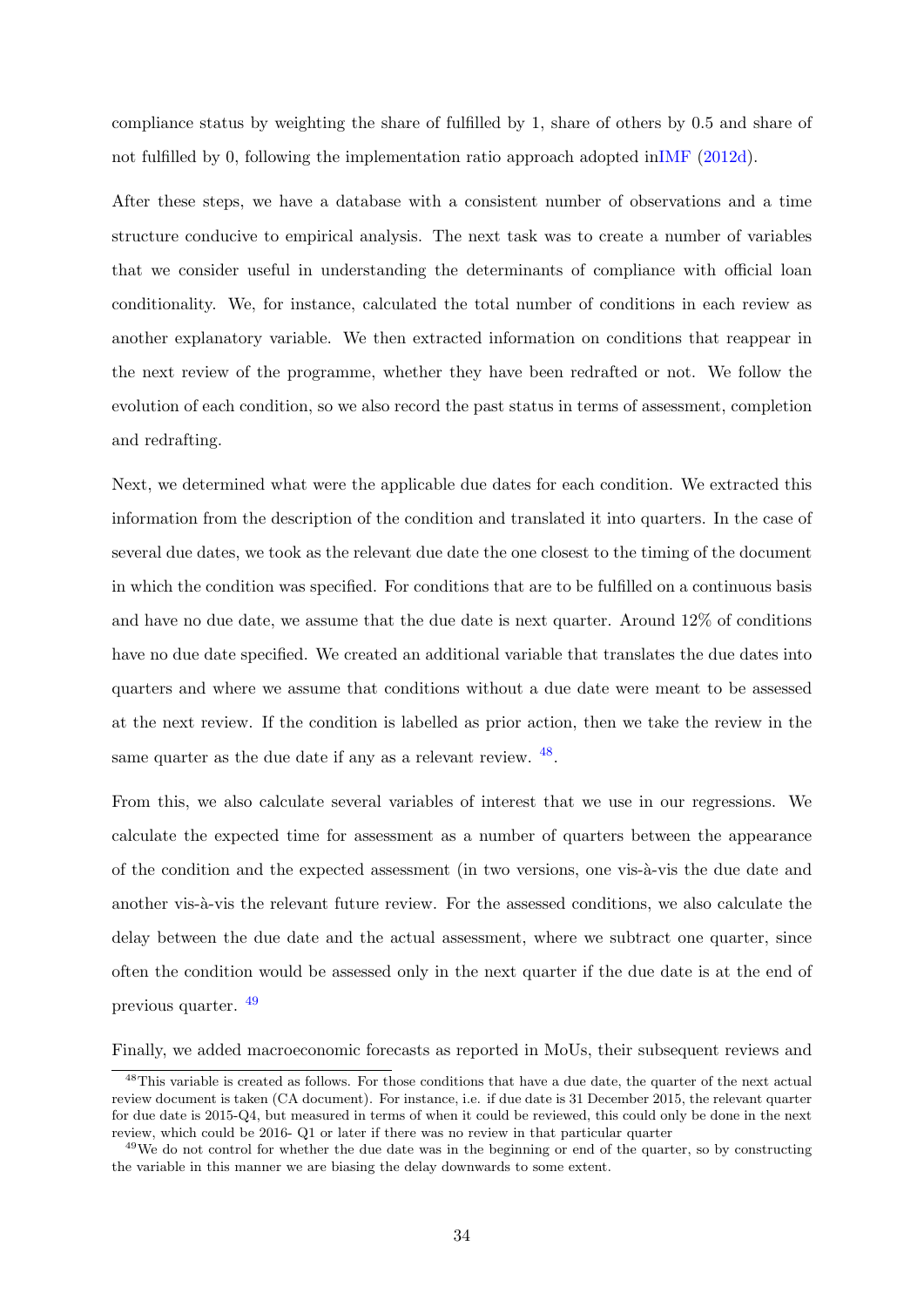compliance status by weighting the share of fulfilled by 1, share of others by 0.5 and share of not fulfilled by 0, following the implementation ratio approach adopted inIMF (2012d).

After these steps, we have a database with a consistent number of observations and a time structure conducive to empirical analysis. The next task was to create a number of variables that we consider useful in understanding the determinants of compliance with official loan conditionality. We, for instance, calculated the total number of conditions in each review as another explanatory variable. We then extracted information on conditions that reappear in the next review of the programme, whether they have been redrafted or not. We follow the evolution of each condition, so we also record the past status in terms of assessment, completion and redrafting.

Next, we determined what were the applicable due dates for each condition. We extracted this information from the description of the condition and translated it into quarters. In the case of several due dates, we took as the relevant due date the one closest to the timing of the document in which the condition was specified. For conditions that are to be fulfilled on a continuous basis and have no due date, we assume that the due date is next quarter. Around 12% of conditions have no due date specified. We created an additional variable that translates the due dates into quarters and where we assume that conditions without a due date were meant to be assessed at the next review. If the condition is labelled as prior action, then we take the review in the same quarter as the due date if any as a relevant review. [48].

From this, we also calculate several variables of interest that we use in our regressions. We calculate the expected time for assessment as a number of quarters between the appearance of the condition and the expected assessment (in two versions, one vis-à-vis the due date and another vis-à-vis the relevant future review. For the assessed conditions, we also calculate the delay between the due date and the actual assessment, where we subtract one quarter, since often the condition would be assessed only in the next quarter if the due date is at the end of previous quarter. [49]

Finally, we added macroeconomic forecasts as reported in MoUs, their subsequent reviews and

---

[48] This variable is created as follows. For those conditions that have a due date, the quarter of the next actual review document is taken (CA document). For instance, i.e. if due date is 31 December 2015, the relevant quarter for due date is 2015-Q4, but measured in terms of when it could be reviewed, this could only be done in the next review, which could be 2016- Q1 or later if there was no review in that particular quarter

[49] We do not control for whether the due date was in the beginning or end of the quarter, so by constructing the variable in this manner we are biasing the delay downwards to some extent.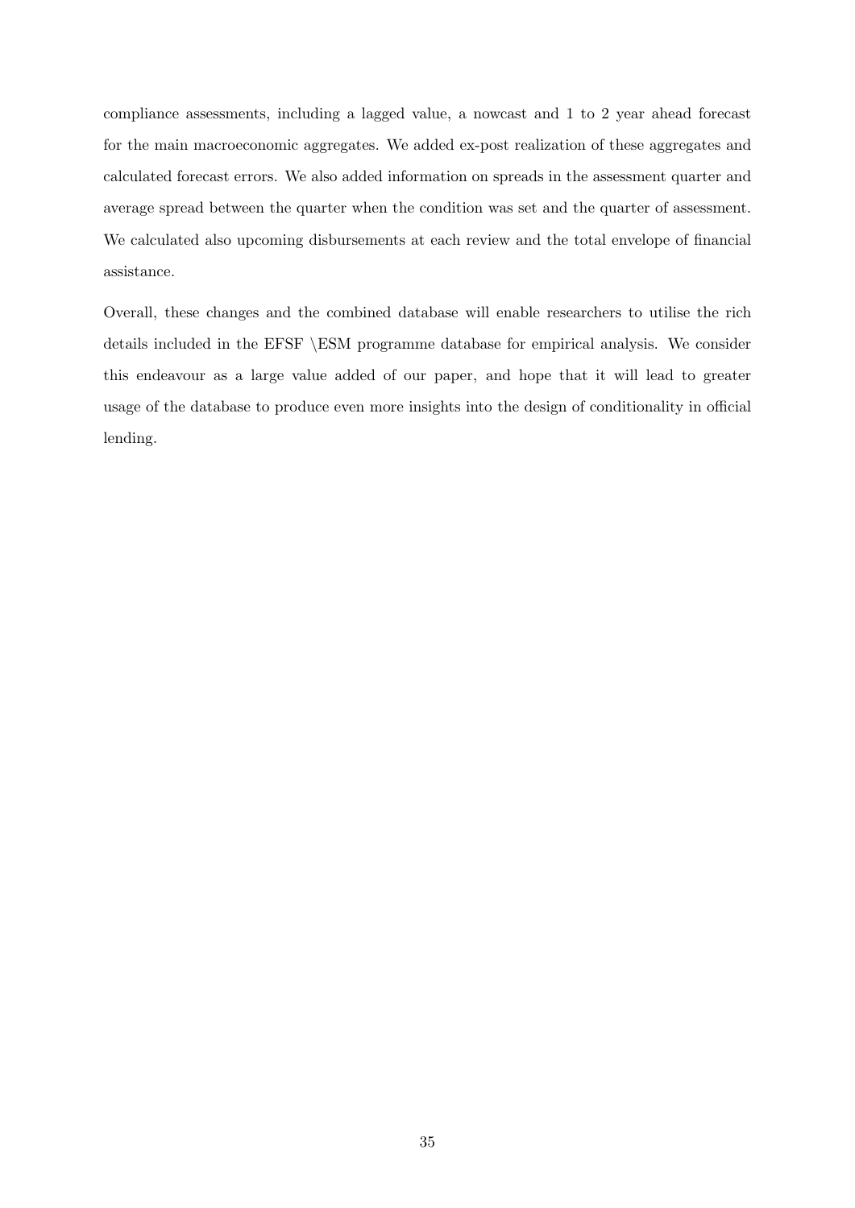compliance assessments, including a lagged value, a nowcast and 1 to 2 year ahead forecast for the main macroeconomic aggregates. We added ex-post realization of these aggregates and calculated forecast errors. We also added information on spreads in the assessment quarter and average spread between the quarter when the condition was set and the quarter of assessment. We calculated also upcoming disbursements at each review and the total envelope of financial assistance.

Overall, these changes and the combined database will enable researchers to utilise the rich details included in the EFSF \ESM programme database for empirical analysis. We consider this endeavour as a large value added of our paper, and hope that it will lead to greater usage of the database to produce even more insights into the design of conditionality in official lending.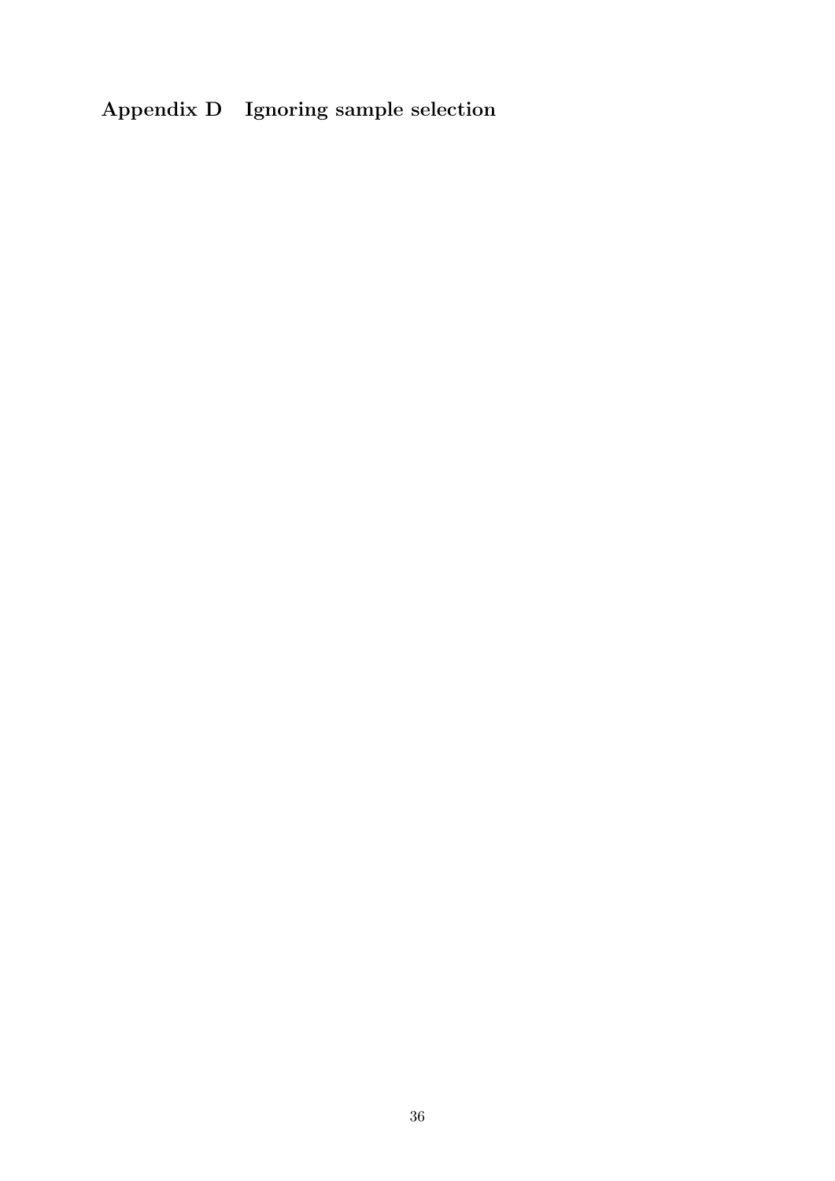## Appendix D Ignoring sample selection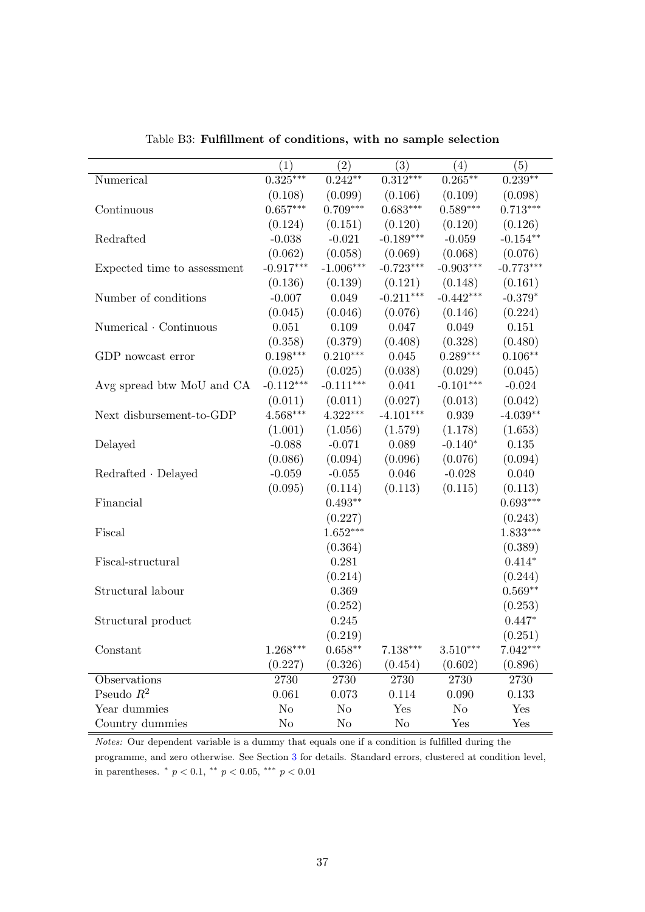Table B3: **Fulfillment of conditions, with no sample selection**

| | (1) | (2) | (3) | (4) | (5) |
|---|---|---|---|---|---|
| Numerical | $0.325^{***}$ | $0.242^{**}$ | $0.312^{***}$ | $0.265^{**}$ | $0.239^{**}$ |
| | (0.108) | (0.099) | (0.106) | (0.109) | (0.098) |
| Continuous | $0.657^{***}$ | $0.709^{***}$ | $0.683^{***}$ | $0.589^{***}$ | $0.713^{***}$ |
| | (0.124) | (0.151) | (0.120) | (0.120) | (0.126) |
| Redrafted | -0.038 | -0.021 | $-0.189^{***}$ | -0.059 | $-0.154^{**}$ |
| | (0.062) | (0.058) | (0.069) | (0.068) | (0.076) |
| Expected time to assessment | $-0.917^{***}$ | $-1.006^{***}$ | $-0.723^{***}$ | $-0.903^{***}$ | $-0.773^{***}$ |
| | (0.136) | (0.139) | (0.121) | (0.148) | (0.161) |
| Number of conditions | -0.007 | 0.049 | $-0.211^{***}$ | $-0.442^{***}$ | $-0.379^{*}$ |
| | (0.045) | (0.046) | (0.076) | (0.146) | (0.224) |
| Numerical · Continuous | 0.051 | 0.109 | 0.047 | 0.049 | 0.151 |
| | (0.358) | (0.379) | (0.408) | (0.328) | (0.480) |
| GDP nowcast error | $0.198^{***}$ | $0.210^{***}$ | 0.045 | $0.289^{***}$ | $0.106^{**}$ |
| | (0.025) | (0.025) | (0.038) | (0.029) | (0.045) |
| Avg spread btw MoU and CA | $-0.112^{***}$ | $-0.111^{***}$ | 0.041 | $-0.101^{***}$ | -0.024 |
| | (0.011) | (0.011) | (0.027) | (0.013) | (0.042) |
| Next disbursement-to-GDP | $4.568^{***}$ | $4.322^{***}$ | $-4.101^{***}$ | 0.939 | $-4.039^{**}$ |
| | (1.001) | (1.056) | (1.579) | (1.178) | (1.653) |
| Delayed | -0.088 | -0.071 | 0.089 | $-0.140^{*}$ | 0.135 |
| | (0.086) | (0.094) | (0.096) | (0.076) | (0.094) |
| Redrafted · Delayed | -0.059 | -0.055 | 0.046 | -0.028 | 0.040 |
| | (0.095) | (0.114) | (0.113) | (0.115) | (0.113) |
| Financial | | $0.493^{**}$ | | | $0.693^{***}$ |
| | | (0.227) | | | (0.243) |
| Fiscal | | $1.652^{***}$ | | | $1.833^{***}$ |
| | | (0.364) | | | (0.389) |
| Fiscal-structural | | 0.281 | | | $0.414^{*}$ |
| | | (0.214) | | | (0.244) |
| Structural labour | | 0.369 | | | $0.569^{**}$ |
| | | (0.252) | | | (0.253) |
| Structural product | | 0.245 | | | $0.447^{*}$ |
| | | (0.219) | | | (0.251) |
| Constant | $1.268^{***}$ | $0.658^{**}$ | $7.138^{***}$ | $3.510^{***}$ | $7.042^{***}$ |
| | (0.227) | (0.326) | (0.454) | (0.602) | (0.896) |
| Observations | 2730 | 2730 | 2730 | 2730 | 2730 |
| Pseudo $R^2$ | 0.061 | 0.073 | 0.114 | 0.090 | 0.133 |
| Year dummies | No | No | Yes | No | Yes |
| Country dummies | No | No | No | Yes | Yes |

*Notes:* Our dependent variable is a dummy that equals one if a condition is fulfilled during the programme, and zero otherwise. See Section 3 for details. Standard errors, clustered at condition level, in parentheses. $^{*}$ $p < 0.1$, $^{**}$ $p < 0.05$, $^{***}$ $p < 0.01$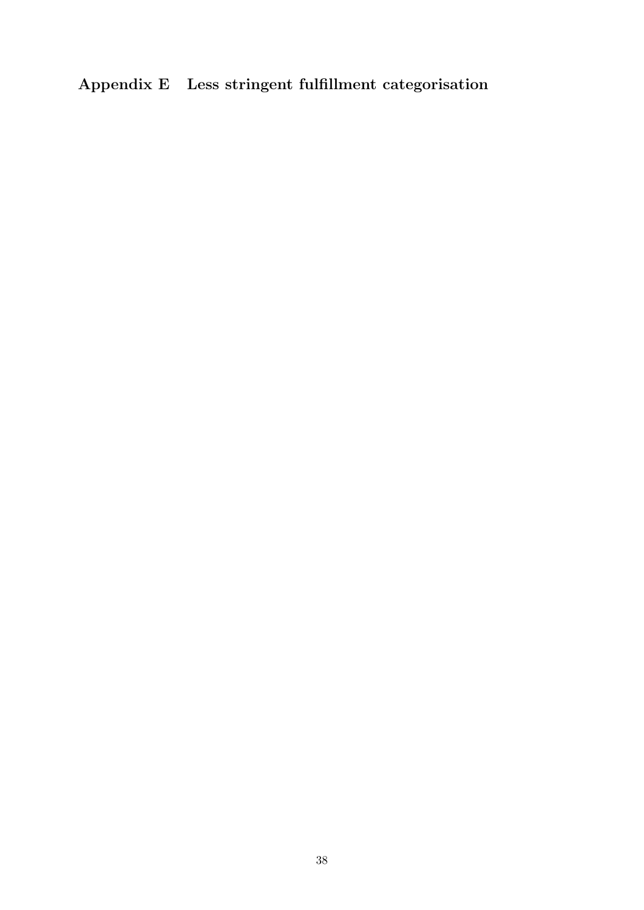## Appendix E Less stringent fulfillment categorisation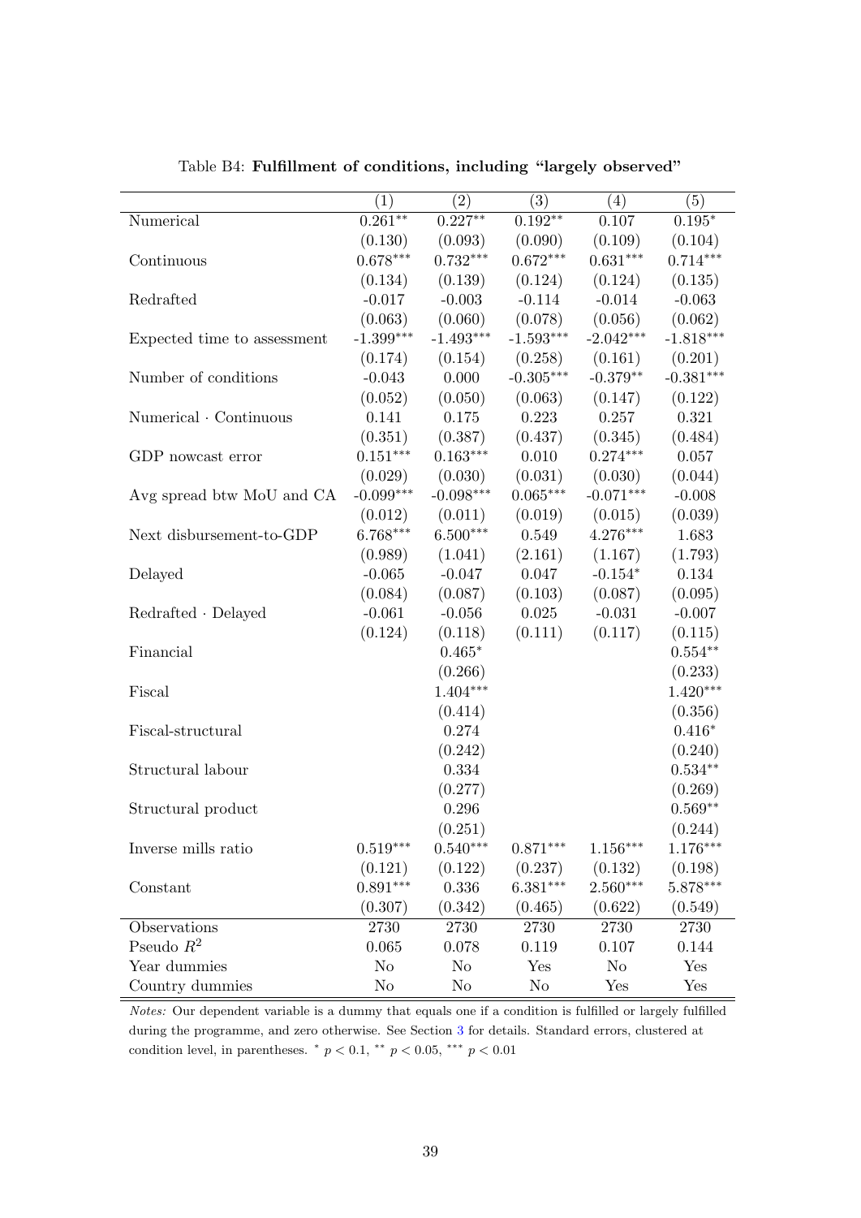Table B4: **Fulfillment of conditions, including "largely observed"**

| | (1) | (2) | (3) | (4) | (5) |
|---|---|---|---|---|---|
| Numerical | 0.261** | 0.227** | 0.192** | 0.107 | 0.195* |
| | (0.130) | (0.093) | (0.090) | (0.109) | (0.104) |
| Continuous | 0.678*** | 0.732*** | 0.672*** | 0.631*** | 0.714*** |
| | (0.134) | (0.139) | (0.124) | (0.124) | (0.135) |
| Redrafted | -0.017 | -0.003 | -0.114 | -0.014 | -0.063 |
| | (0.063) | (0.060) | (0.078) | (0.056) | (0.062) |
| Expected time to assessment | -1.399*** | -1.493*** | -1.593*** | -2.042*** | -1.818*** |
| | (0.174) | (0.154) | (0.258) | (0.161) | (0.201) |
| Number of conditions | -0.043 | 0.000 | -0.305*** | -0.379** | -0.381*** |
| | (0.052) | (0.050) | (0.063) | (0.147) | (0.122) |
| Numerical · Continuous | 0.141 | 0.175 | 0.223 | 0.257 | 0.321 |
| | (0.351) | (0.387) | (0.437) | (0.345) | (0.484) |
| GDP nowcast error | 0.151*** | 0.163*** | 0.010 | 0.274*** | 0.057 |
| | (0.029) | (0.030) | (0.031) | (0.030) | (0.044) |
| Avg spread btw MoU and CA | -0.099*** | -0.098*** | 0.065*** | -0.071*** | -0.008 |
| | (0.012) | (0.011) | (0.019) | (0.015) | (0.039) |
| Next disbursement-to-GDP | 6.768*** | 6.500*** | 0.549 | 4.276*** | 1.683 |
| | (0.989) | (1.041) | (2.161) | (1.167) | (1.793) |
| Delayed | -0.065 | -0.047 | 0.047 | -0.154* | 0.134 |
| | (0.084) | (0.087) | (0.103) | (0.087) | (0.095) |
| Redrafted · Delayed | -0.061 | -0.056 | 0.025 | -0.031 | -0.007 |
| | (0.124) | (0.118) | (0.111) | (0.117) | (0.115) |
| Financial | | 0.465* | | | 0.554** |
| | | (0.266) | | | (0.233) |
| Fiscal | | 1.404*** | | | 1.420*** |
| | | (0.414) | | | (0.356) |
| Fiscal-structural | | 0.274 | | | 0.416* |
| | | (0.242) | | | (0.240) |
| Structural labour | | 0.334 | | | 0.534** |
| | | (0.277) | | | (0.269) |
| Structural product | | 0.296 | | | 0.569** |
| | | (0.251) | | | (0.244) |
| Inverse mills ratio | 0.519*** | 0.540*** | 0.871*** | 1.156*** | 1.176*** |
| | (0.121) | (0.122) | (0.237) | (0.132) | (0.198) |
| Constant | 0.891*** | 0.336 | 6.381*** | 2.560*** | 5.878*** |
| | (0.307) | (0.342) | (0.465) | (0.622) | (0.549) |
| Observations | 2730 | 2730 | 2730 | 2730 | 2730 |
| Pseudo $R^2$ | 0.065 | 0.078 | 0.119 | 0.107 | 0.144 |
| Year dummies | No | No | Yes | No | Yes |
| Country dummies | No | No | No | Yes | Yes |

*Notes:* Our dependent variable is a dummy that equals one if a condition is fulfilled or largely fulfilled during the programme, and zero otherwise. See Section 3 for details. Standard errors, clustered at condition level, in parentheses. * $p < 0.1$, ** $p < 0.05$, *** $p < 0.01$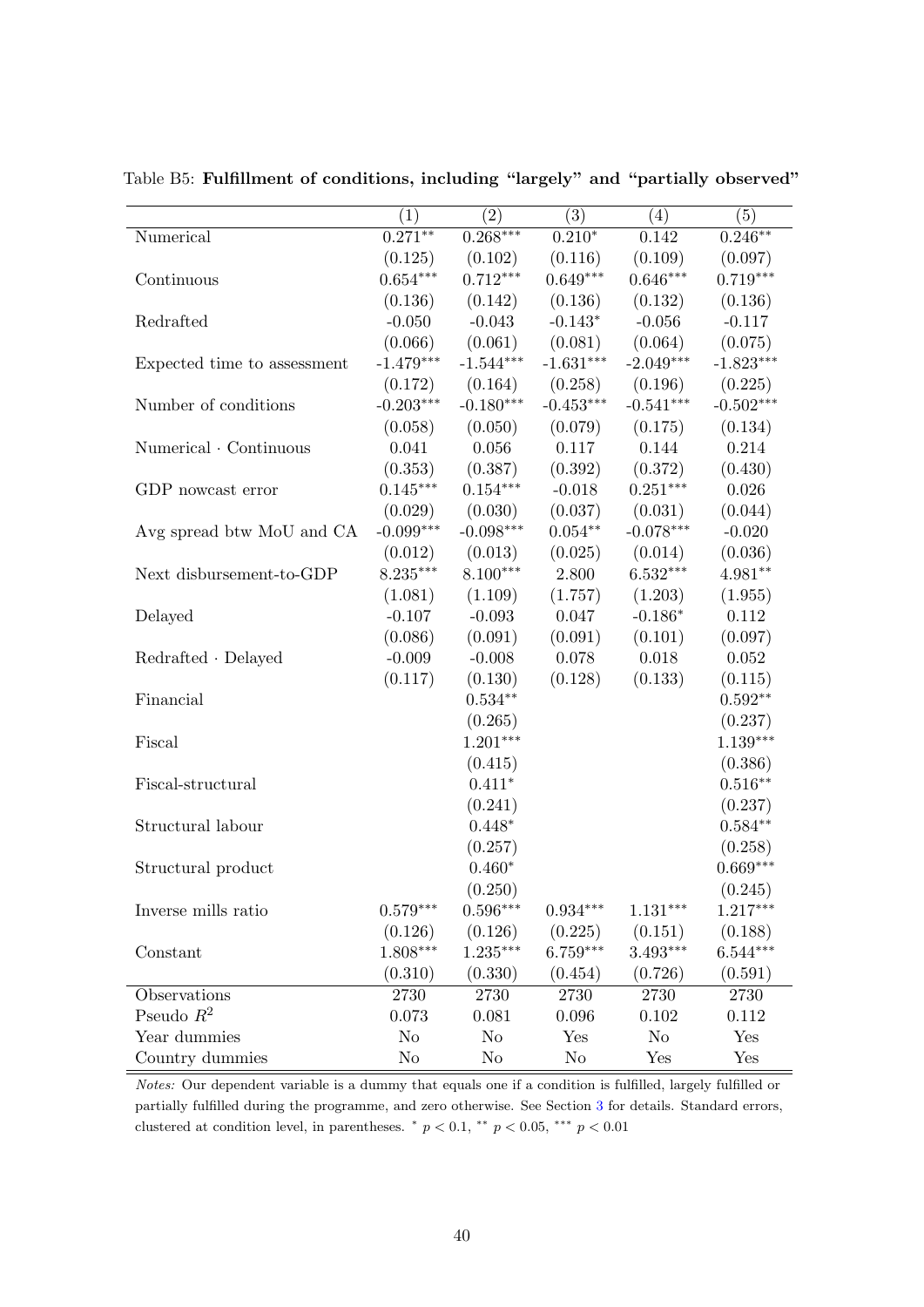Table B5: **Fulfillment of conditions, including "largely" and "partially observed"**

| | (1) | (2) | (3) | (4) | (5) |
|---|---|---|---|---|---|
| Numerical | 0.271** | 0.268*** | 0.210* | 0.142 | 0.246** |
| | (0.125) | (0.102) | (0.116) | (0.109) | (0.097) |
| Continuous | 0.654*** | 0.712*** | 0.649*** | 0.646*** | 0.719*** |
| | (0.136) | (0.142) | (0.136) | (0.132) | (0.136) |
| Redrafted | -0.050 | -0.043 | -0.143* | -0.056 | -0.117 |
| | (0.066) | (0.061) | (0.081) | (0.064) | (0.075) |
| Expected time to assessment | -1.479*** | -1.544*** | -1.631*** | -2.049*** | -1.823*** |
| | (0.172) | (0.164) | (0.258) | (0.196) | (0.225) |
| Number of conditions | -0.203*** | -0.180*** | -0.453*** | -0.541*** | -0.502*** |
| | (0.058) | (0.050) | (0.079) | (0.175) | (0.134) |
| Numerical · Continuous | 0.041 | 0.056 | 0.117 | 0.144 | 0.214 |
| | (0.353) | (0.387) | (0.392) | (0.372) | (0.430) |
| GDP nowcast error | 0.145*** | 0.154*** | -0.018 | 0.251*** | 0.026 |
| | (0.029) | (0.030) | (0.037) | (0.031) | (0.044) |
| Avg spread btw MoU and CA | -0.099*** | -0.098*** | 0.054** | -0.078*** | -0.020 |
| | (0.012) | (0.013) | (0.025) | (0.014) | (0.036) |
| Next disbursement-to-GDP | 8.235*** | 8.100*** | 2.800 | 6.532*** | 4.981** |
| | (1.081) | (1.109) | (1.757) | (1.203) | (1.955) |
| Delayed | -0.107 | -0.093 | 0.047 | -0.186* | 0.112 |
| | (0.086) | (0.091) | (0.091) | (0.101) | (0.097) |
| Redrafted · Delayed | -0.009 | -0.008 | 0.078 | 0.018 | 0.052 |
| | (0.117) | (0.130) | (0.128) | (0.133) | (0.115) |
| Financial | | 0.534** | | | 0.592** |
| | | (0.265) | | | (0.237) |
| Fiscal | | 1.201*** | | | 1.139*** |
| | | (0.415) | | | (0.386) |
| Fiscal-structural | | 0.411* | | | 0.516** |
| | | (0.241) | | | (0.237) |
| Structural labour | | 0.448* | | | 0.584** |
| | | (0.257) | | | (0.258) |
| Structural product | | 0.460* | | | 0.669*** |
| | | (0.250) | | | (0.245) |
| Inverse mills ratio | 0.579*** | 0.596*** | 0.934*** | 1.131*** | 1.217*** |
| | (0.126) | (0.126) | (0.225) | (0.151) | (0.188) |
| Constant | 1.808*** | 1.235*** | 6.759*** | 3.493*** | 6.544*** |
| | (0.310) | (0.330) | (0.454) | (0.726) | (0.591) |
| Observations | 2730 | 2730 | 2730 | 2730 | 2730 |
| Pseudo $R^2$ | 0.073 | 0.081 | 0.096 | 0.102 | 0.112 |
| Year dummies | No | No | Yes | No | Yes |
| Country dummies | No | No | No | Yes | Yes |

*Notes:* Our dependent variable is a dummy that equals one if a condition is fulfilled, largely fulfilled or partially fulfilled during the programme, and zero otherwise. See Section 3 for details. Standard errors, clustered at condition level, in parentheses. * $p < 0.1$, ** $p < 0.05$, *** $p < 0.01$